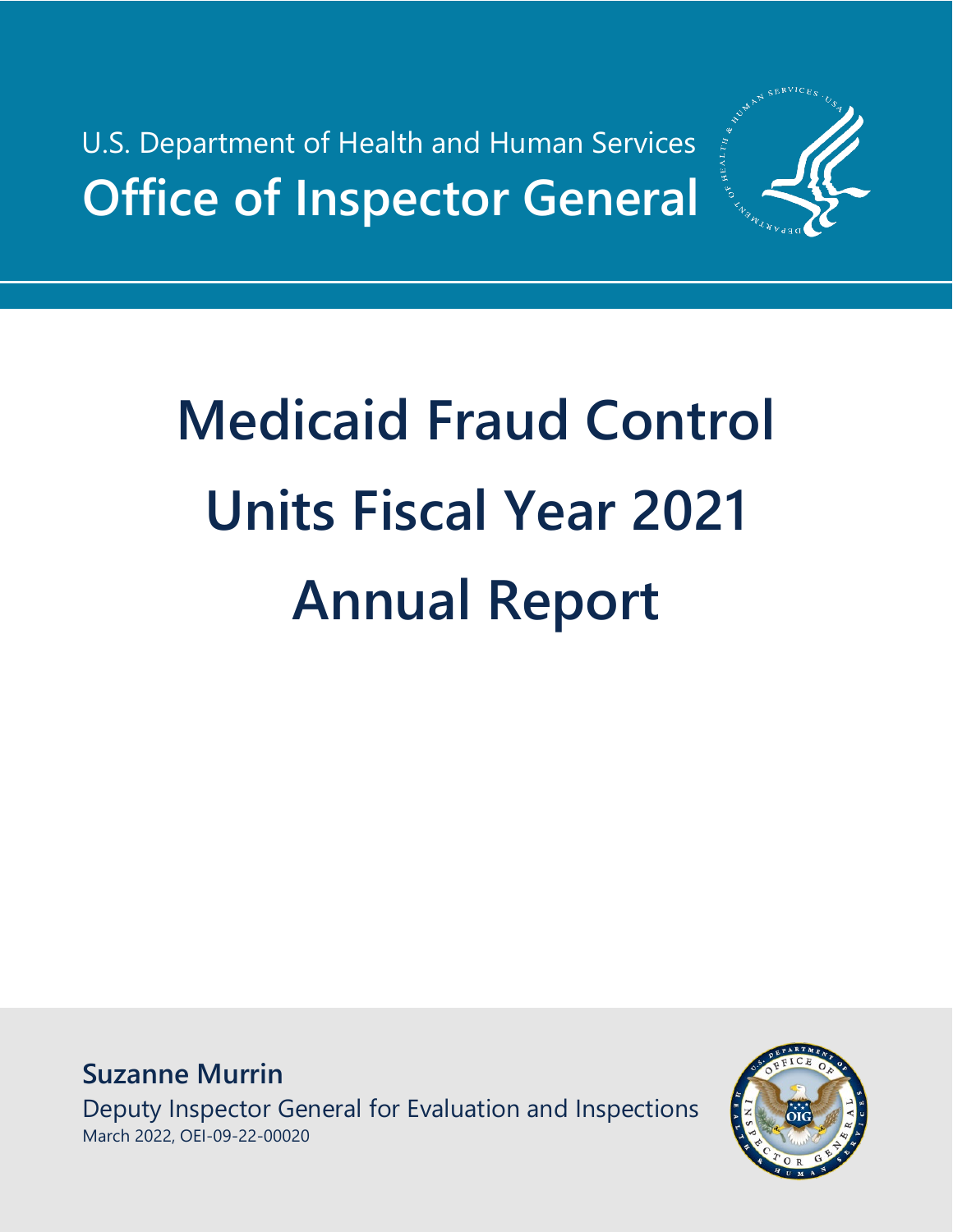U.S. Department of Health and Human Services

**Office of Inspector General**

# Medicaid Fraud Control Units Fiscal Year 2021 Annual Report

**Suzanne Murrin**

Deputy Inspector General for Evaluation and Inspections

March 2022, OEI-09-22-00020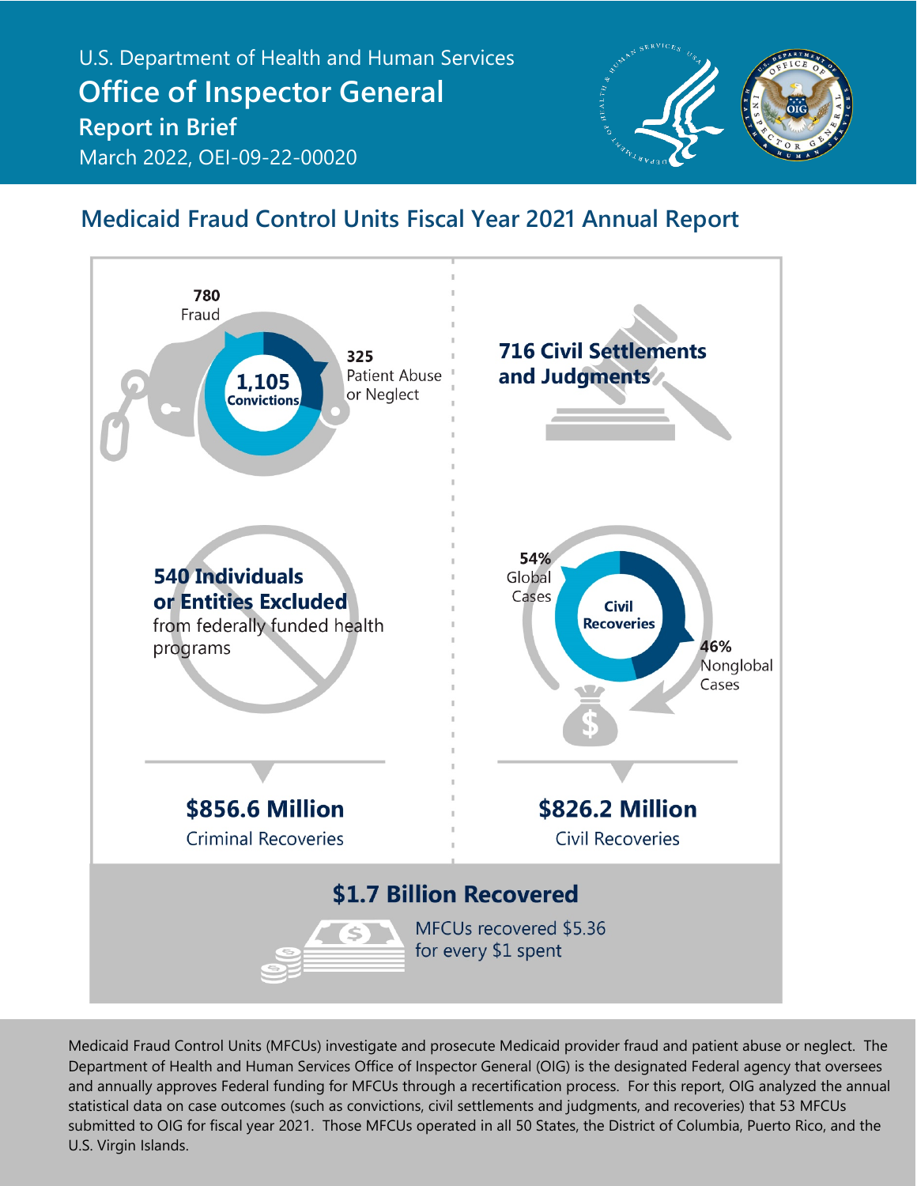U.S. Department of Health and Human Services

# Office of Inspector General

## Report in Brief

March 2022, OEI-09-22-00020

## Medicaid Fraud Control Units Fiscal Year 2021 Annual Report

**1,105** Convictions

- **780** Fraud
- **325** Patient Abuse or Neglect

**716 Civil Settlements and Judgments**

**540 Individuals or Entities Excluded** from federally funded health programs

Civil Recoveries

- **54%** Global Cases
- **46%** Nonglobal Cases

**$856.6 Million**
Criminal Recoveries

**$826.2 Million**
Civil Recoveries

**$1.7 Billion Recovered**

MFCUs recovered $5.36 for every $1 spent

Medicaid Fraud Control Units (MFCUs) investigate and prosecute Medicaid provider fraud and patient abuse or neglect. The Department of Health and Human Services Office of Inspector General (OIG) is the designated Federal agency that oversees and annually approves Federal funding for MFCUs through a recertification process. For this report, OIG analyzed the annual statistical data on case outcomes (such as convictions, civil settlements and judgments, and recoveries) that 53 MFCUs submitted to OIG for fiscal year 2021. Those MFCUs operated in all 50 States, the District of Columbia, Puerto Rico, and the U.S. Virgin Islands.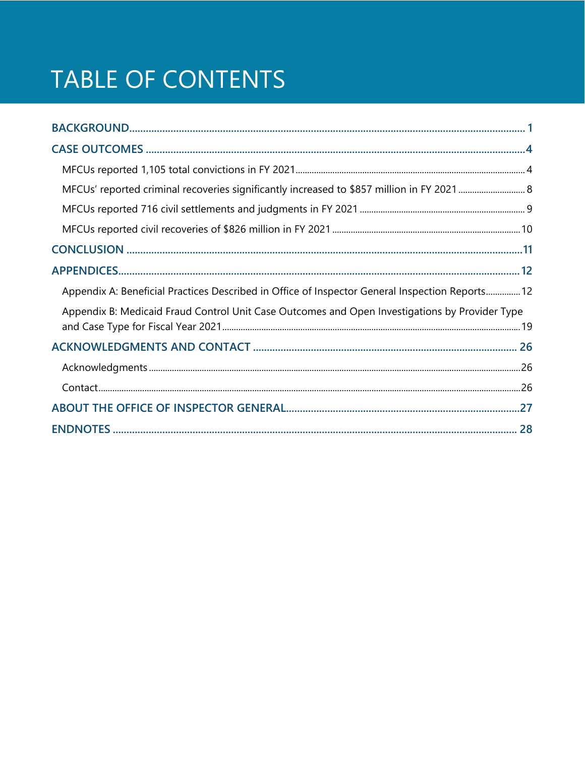# TABLE OF CONTENTS

**BACKGROUND** ........................................................................ 1

**CASE OUTCOMES** ........................................................................ 4

- MFCUs reported 1,105 total convictions in FY 2021 ........................................................................ 4
- MFCUs' reported criminal recoveries significantly increased to $857 million in FY 2021 ........................................................................ 8
- MFCUs reported 716 civil settlements and judgments in FY 2021 ........................................................................ 9
- MFCUs reported civil recoveries of $826 million in FY 2021 ........................................................................ 10

**CONCLUSION** ........................................................................ 11

**APPENDICES** ........................................................................ 12

- Appendix A: Beneficial Practices Described in Office of Inspector General Inspection Reports ........................................................................ 12
- Appendix B: Medicaid Fraud Control Unit Case Outcomes and Open Investigations by Provider Type and Case Type for Fiscal Year 2021 ........................................................................ 19

**ACKNOWLEDGMENTS AND CONTACT** ........................................................................ 26

- Acknowledgments ........................................................................ 26
- Contact ........................................................................ 26

**ABOUT THE OFFICE OF INSPECTOR GENERAL** ........................................................................ 27

**ENDNOTES** ........................................................................ 28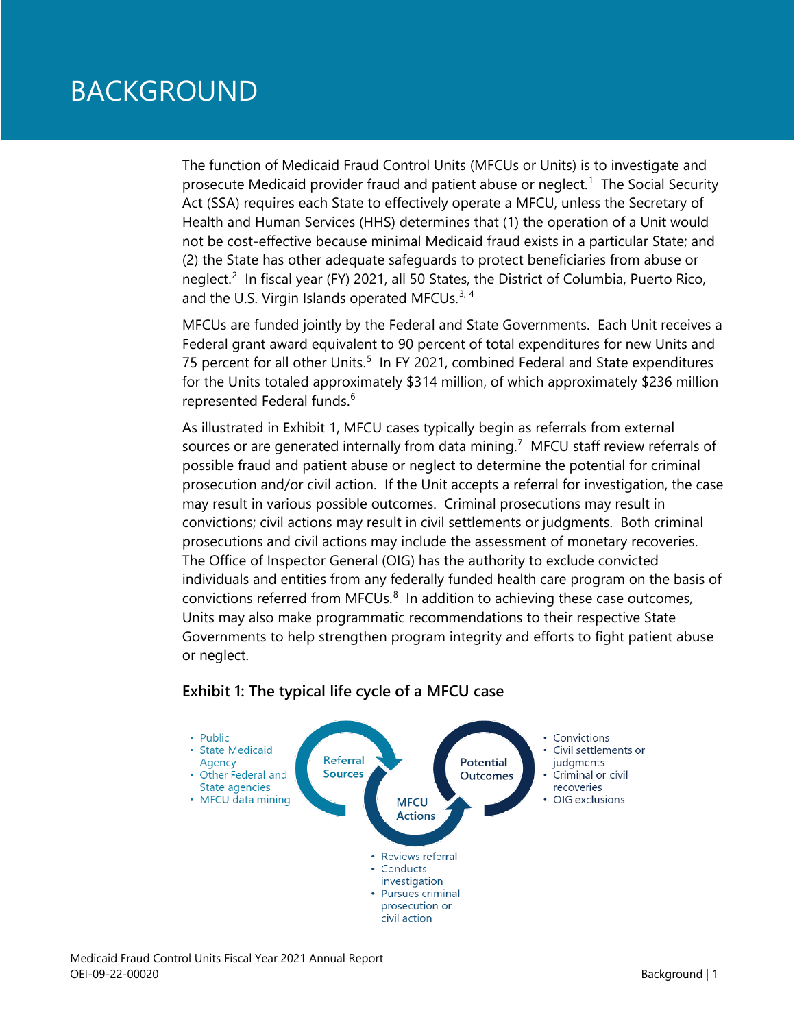# BACKGROUND

The function of Medicaid Fraud Control Units (MFCUs or Units) is to investigate and prosecute Medicaid provider fraud and patient abuse or neglect.[1] The Social Security Act (SSA) requires each State to effectively operate a MFCU, unless the Secretary of Health and Human Services (HHS) determines that (1) the operation of a Unit would not be cost-effective because minimal Medicaid fraud exists in a particular State; and (2) the State has other adequate safeguards to protect beneficiaries from abuse or neglect.[2] In fiscal year (FY) 2021, all 50 States, the District of Columbia, Puerto Rico, and the U.S. Virgin Islands operated MFCUs.[3, 4]

MFCUs are funded jointly by the Federal and State Governments. Each Unit receives a Federal grant award equivalent to 90 percent of total expenditures for new Units and 75 percent for all other Units.[5] In FY 2021, combined Federal and State expenditures for the Units totaled approximately $314 million, of which approximately $236 million represented Federal funds.[6]

As illustrated in Exhibit 1, MFCU cases typically begin as referrals from external sources or are generated internally from data mining.[7] MFCU staff review referrals of possible fraud and patient abuse or neglect to determine the potential for criminal prosecution and/or civil action. If the Unit accepts a referral for investigation, the case may result in various possible outcomes. Criminal prosecutions may result in convictions; civil actions may result in civil settlements or judgments. Both criminal prosecutions and civil actions may include the assessment of monetary recoveries. The Office of Inspector General (OIG) has the authority to exclude convicted individuals and entities from any federally funded health care program on the basis of convictions referred from MFCUs.[8] In addition to achieving these case outcomes, Units may also make programmatic recommendations to their respective State Governments to help strengthen program integrity and efforts to fight patient abuse or neglect.

### Exhibit 1: The typical life cycle of a MFCU case

**Referral Sources**
- Public
- State Medicaid Agency
- Other Federal and State agencies
- MFCU data mining

**MFCU Actions**
- Reviews referral
- Conducts investigation
- Pursues criminal prosecution or civil action

**Potential Outcomes**
- Convictions
- Civil settlements or judgments
- Criminal or civil recoveries
- OIG exclusions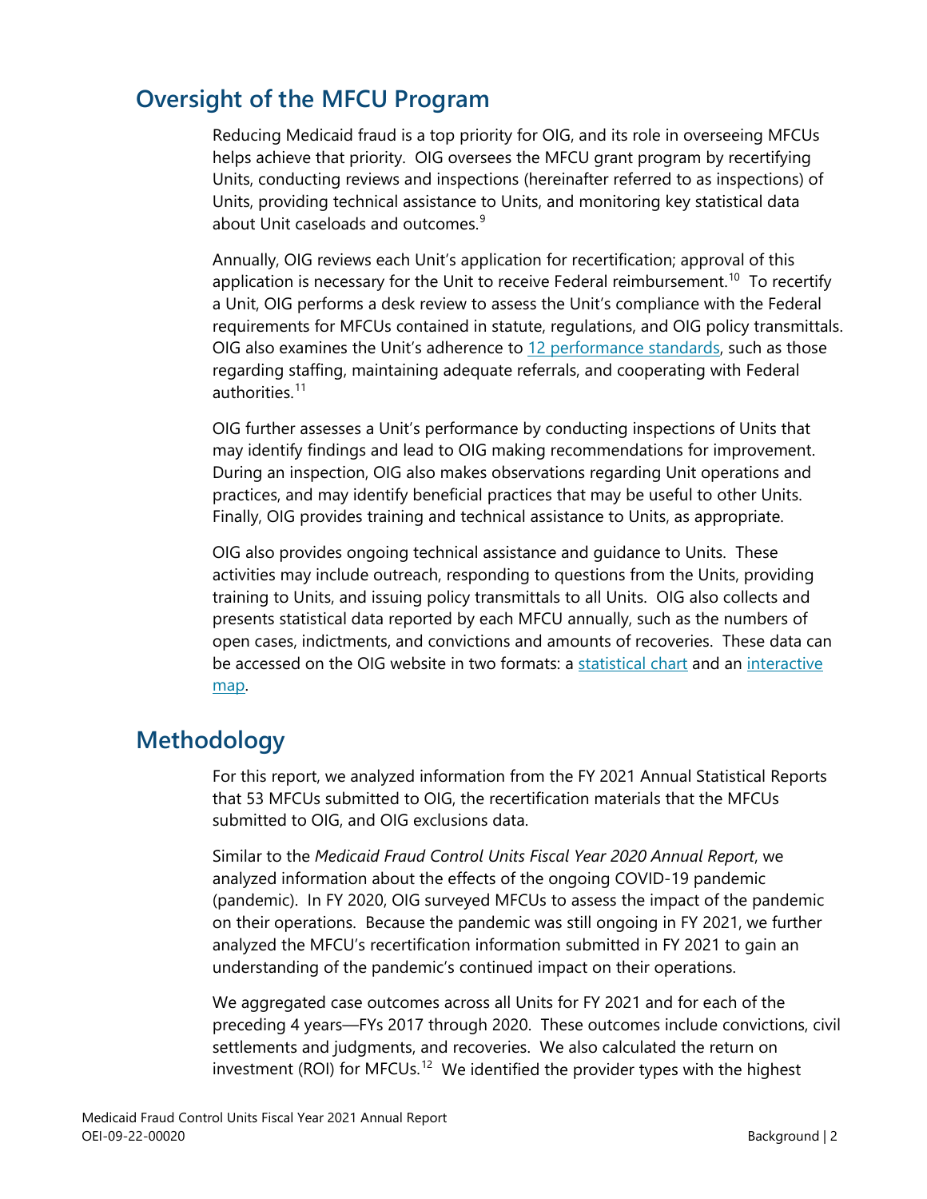## Oversight of the MFCU Program

Reducing Medicaid fraud is a top priority for OIG, and its role in overseeing MFCUs helps achieve that priority. OIG oversees the MFCU grant program by recertifying Units, conducting reviews and inspections (hereinafter referred to as inspections) of Units, providing technical assistance to Units, and monitoring key statistical data about Unit caseloads and outcomes.[9]

Annually, OIG reviews each Unit's application for recertification; approval of this application is necessary for the Unit to receive Federal reimbursement.[10] To recertify a Unit, OIG performs a desk review to assess the Unit's compliance with the Federal requirements for MFCUs contained in statute, regulations, and OIG policy transmittals. OIG also examines the Unit's adherence to 12 performance standards, such as those regarding staffing, maintaining adequate referrals, and cooperating with Federal authorities.[11]

OIG further assesses a Unit's performance by conducting inspections of Units that may identify findings and lead to OIG making recommendations for improvement. During an inspection, OIG also makes observations regarding Unit operations and practices, and may identify beneficial practices that may be useful to other Units. Finally, OIG provides training and technical assistance to Units, as appropriate.

OIG also provides ongoing technical assistance and guidance to Units. These activities may include outreach, responding to questions from the Units, providing training to Units, and issuing policy transmittals to all Units. OIG also collects and presents statistical data reported by each MFCU annually, such as the numbers of open cases, indictments, and convictions and amounts of recoveries. These data can be accessed on the OIG website in two formats: a statistical chart and an interactive map.

## Methodology

For this report, we analyzed information from the FY 2021 Annual Statistical Reports that 53 MFCUs submitted to OIG, the recertification materials that the MFCUs submitted to OIG, and OIG exclusions data.

Similar to the *Medicaid Fraud Control Units Fiscal Year 2020 Annual Report*, we analyzed information about the effects of the ongoing COVID-19 pandemic (pandemic). In FY 2020, OIG surveyed MFCUs to assess the impact of the pandemic on their operations. Because the pandemic was still ongoing in FY 2021, we further analyzed the MFCU's recertification information submitted in FY 2021 to gain an understanding of the pandemic's continued impact on their operations.

We aggregated case outcomes across all Units for FY 2021 and for each of the preceding 4 years—FYs 2017 through 2020. These outcomes include convictions, civil settlements and judgments, and recoveries. We also calculated the return on investment (ROI) for MFCUs.[12] We identified the provider types with the highest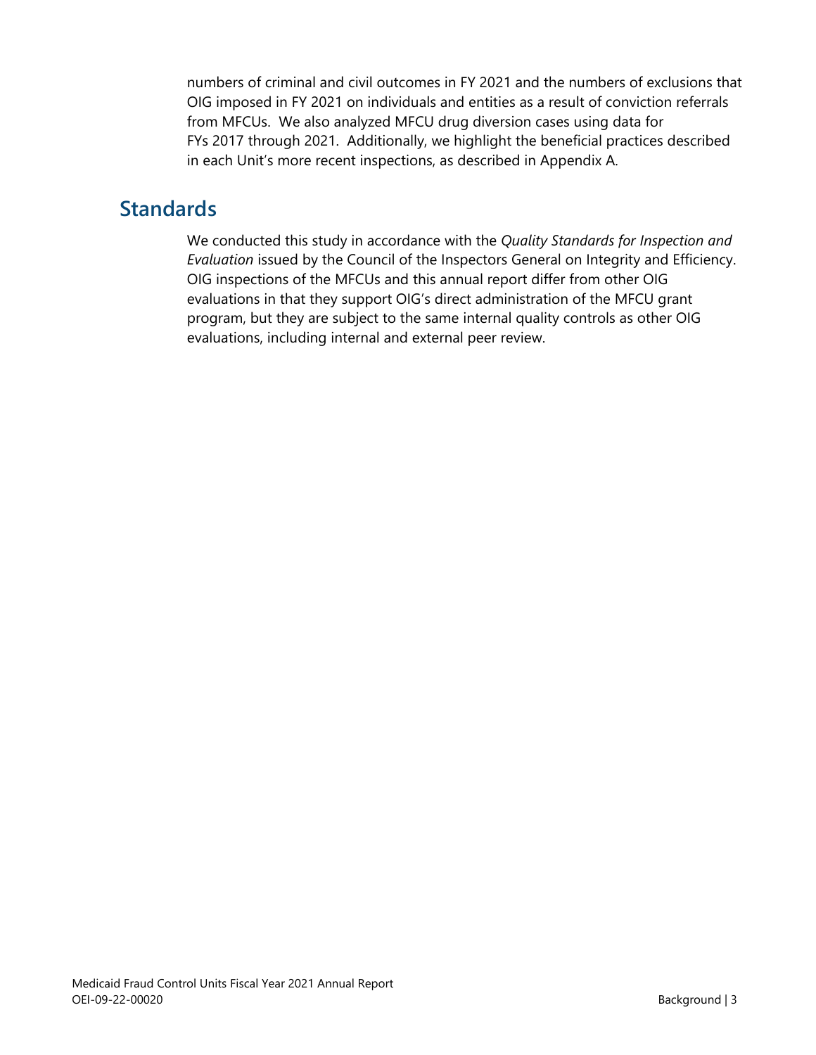numbers of criminal and civil outcomes in FY 2021 and the numbers of exclusions that OIG imposed in FY 2021 on individuals and entities as a result of conviction referrals from MFCUs. We also analyzed MFCU drug diversion cases using data for FYs 2017 through 2021. Additionally, we highlight the beneficial practices described in each Unit's more recent inspections, as described in Appendix A.

## Standards

We conducted this study in accordance with the *Quality Standards for Inspection and Evaluation* issued by the Council of the Inspectors General on Integrity and Efficiency. OIG inspections of the MFCUs and this annual report differ from other OIG evaluations in that they support OIG's direct administration of the MFCU grant program, but they are subject to the same internal quality controls as other OIG evaluations, including internal and external peer review.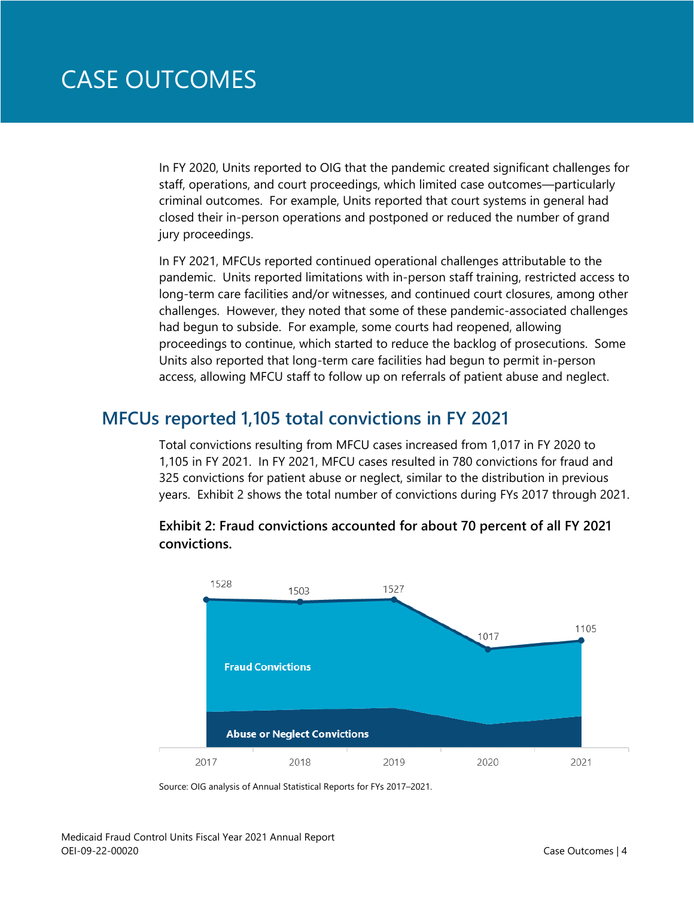# CASE OUTCOMES

In FY 2020, Units reported to OIG that the pandemic created significant challenges for staff, operations, and court proceedings, which limited case outcomes—particularly criminal outcomes. For example, Units reported that court systems in general had closed their in-person operations and postponed or reduced the number of grand jury proceedings.

In FY 2021, MFCUs reported continued operational challenges attributable to the pandemic. Units reported limitations with in-person staff training, restricted access to long-term care facilities and/or witnesses, and continued court closures, among other challenges. However, they noted that some of these pandemic-associated challenges had begun to subside. For example, some courts had reopened, allowing proceedings to continue, which started to reduce the backlog of prosecutions. Some Units also reported that long-term care facilities had begun to permit in-person access, allowing MFCU staff to follow up on referrals of patient abuse and neglect.

## MFCUs reported 1,105 total convictions in FY 2021

Total convictions resulting from MFCU cases increased from 1,017 in FY 2020 to 1,105 in FY 2021. In FY 2021, MFCU cases resulted in 780 convictions for fraud and 325 convictions for patient abuse or neglect, similar to the distribution in previous years. Exhibit 2 shows the total number of convictions during FYs 2017 through 2021.

**Exhibit 2: Fraud convictions accounted for about 70 percent of all FY 2021 convictions.**

| Year | Total Convictions |
|---|---|
| 2017 | 1528 |
| 2018 | 1503 |
| 2019 | 1527 |
| 2020 | 1017 |
| 2021 | 1105 |

Fraud Convictions

Abuse or Neglect Convictions

Source: OIG analysis of Annual Statistical Reports for FYs 2017–2021.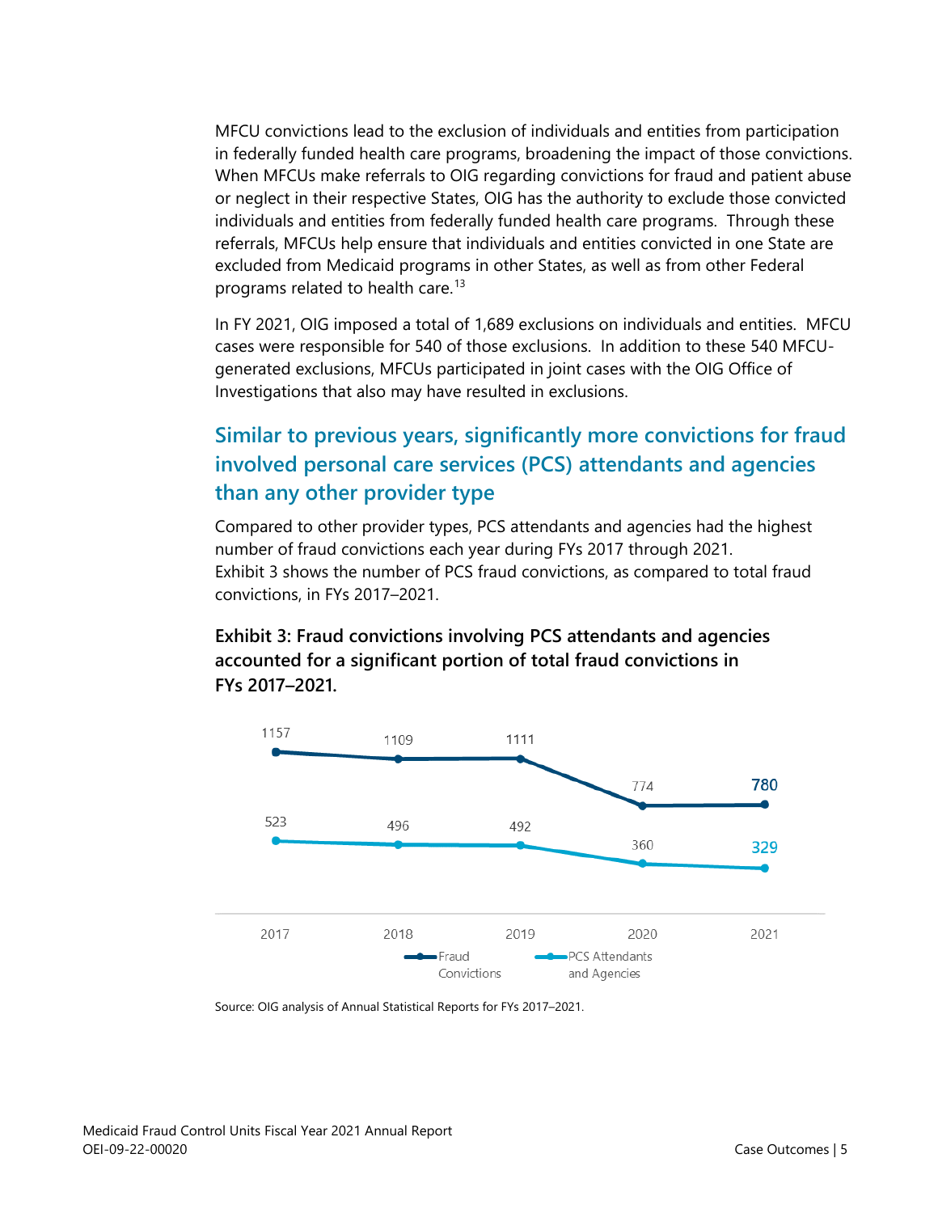MFCU convictions lead to the exclusion of individuals and entities from participation in federally funded health care programs, broadening the impact of those convictions. When MFCUs make referrals to OIG regarding convictions for fraud and patient abuse or neglect in their respective States, OIG has the authority to exclude those convicted individuals and entities from federally funded health care programs. Through these referrals, MFCUs help ensure that individuals and entities convicted in one State are excluded from Medicaid programs in other States, as well as from other Federal programs related to health care.[13]

In FY 2021, OIG imposed a total of 1,689 exclusions on individuals and entities. MFCU cases were responsible for 540 of those exclusions. In addition to these 540 MFCU-generated exclusions, MFCUs participated in joint cases with the OIG Office of Investigations that also may have resulted in exclusions.

## Similar to previous years, significantly more convictions for fraud involved personal care services (PCS) attendants and agencies than any other provider type

Compared to other provider types, PCS attendants and agencies had the highest number of fraud convictions each year during FYs 2017 through 2021. Exhibit 3 shows the number of PCS fraud convictions, as compared to total fraud convictions, in FYs 2017–2021.

**Exhibit 3: Fraud convictions involving PCS attendants and agencies accounted for a significant portion of total fraud convictions in FYs 2017–2021.**

| | 2017 | 2018 | 2019 | 2020 | 2021 |
|---|---|---|---|---|---|
| Fraud Convictions | 1157 | 1109 | 1111 | 774 | 780 |
| PCS Attendants and Agencies | 523 | 496 | 492 | 360 | 329 |

Source: OIG analysis of Annual Statistical Reports for FYs 2017–2021.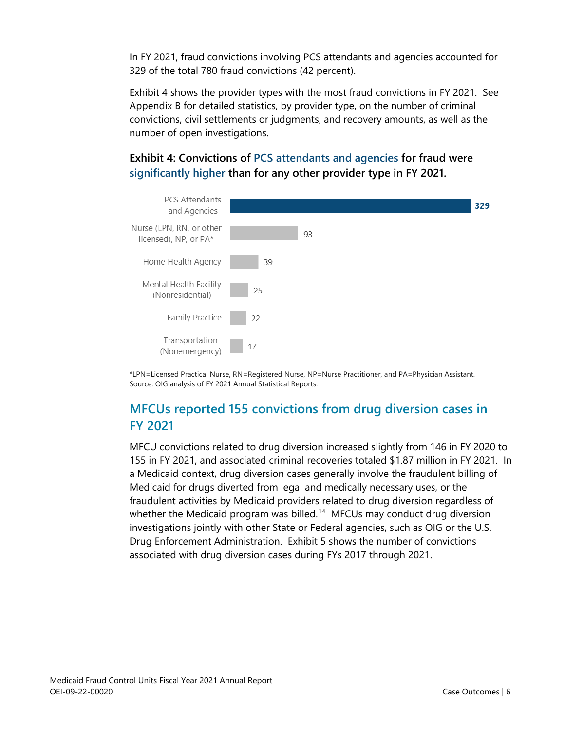In FY 2021, fraud convictions involving PCS attendants and agencies accounted for 329 of the total 780 fraud convictions (42 percent).

Exhibit 4 shows the provider types with the most fraud convictions in FY 2021. See Appendix B for detailed statistics, by provider type, on the number of criminal convictions, civil settlements or judgments, and recovery amounts, as well as the number of open investigations.

**Exhibit 4: Convictions of PCS attendants and agencies for fraud were significantly higher than for any other provider type in FY 2021.**

| Provider Type | Convictions |
| --- | --- |
| PCS Attendants and Agencies | 329 |
| Nurse (LPN, RN, or other licensed), NP, or PA* | 93 |
| Home Health Agency | 39 |
| Mental Health Facility (Nonresidential) | 25 |
| Family Practice | 22 |
| Transportation (Nonemergency) | 17 |

*LPN=Licensed Practical Nurse, RN=Registered Nurse, NP=Nurse Practitioner, and PA=Physician Assistant.
Source: OIG analysis of FY 2021 Annual Statistical Reports.

## MFCUs reported 155 convictions from drug diversion cases in FY 2021

MFCU convictions related to drug diversion increased slightly from 146 in FY 2020 to 155 in FY 2021, and associated criminal recoveries totaled $1.87 million in FY 2021. In a Medicaid context, drug diversion cases generally involve the fraudulent billing of Medicaid for drugs diverted from legal and medically necessary uses, or the fraudulent activities by Medicaid providers related to drug diversion regardless of whether the Medicaid program was billed.[14] MFCUs may conduct drug diversion investigations jointly with other State or Federal agencies, such as OIG or the U.S. Drug Enforcement Administration. Exhibit 5 shows the number of convictions associated with drug diversion cases during FYs 2017 through 2021.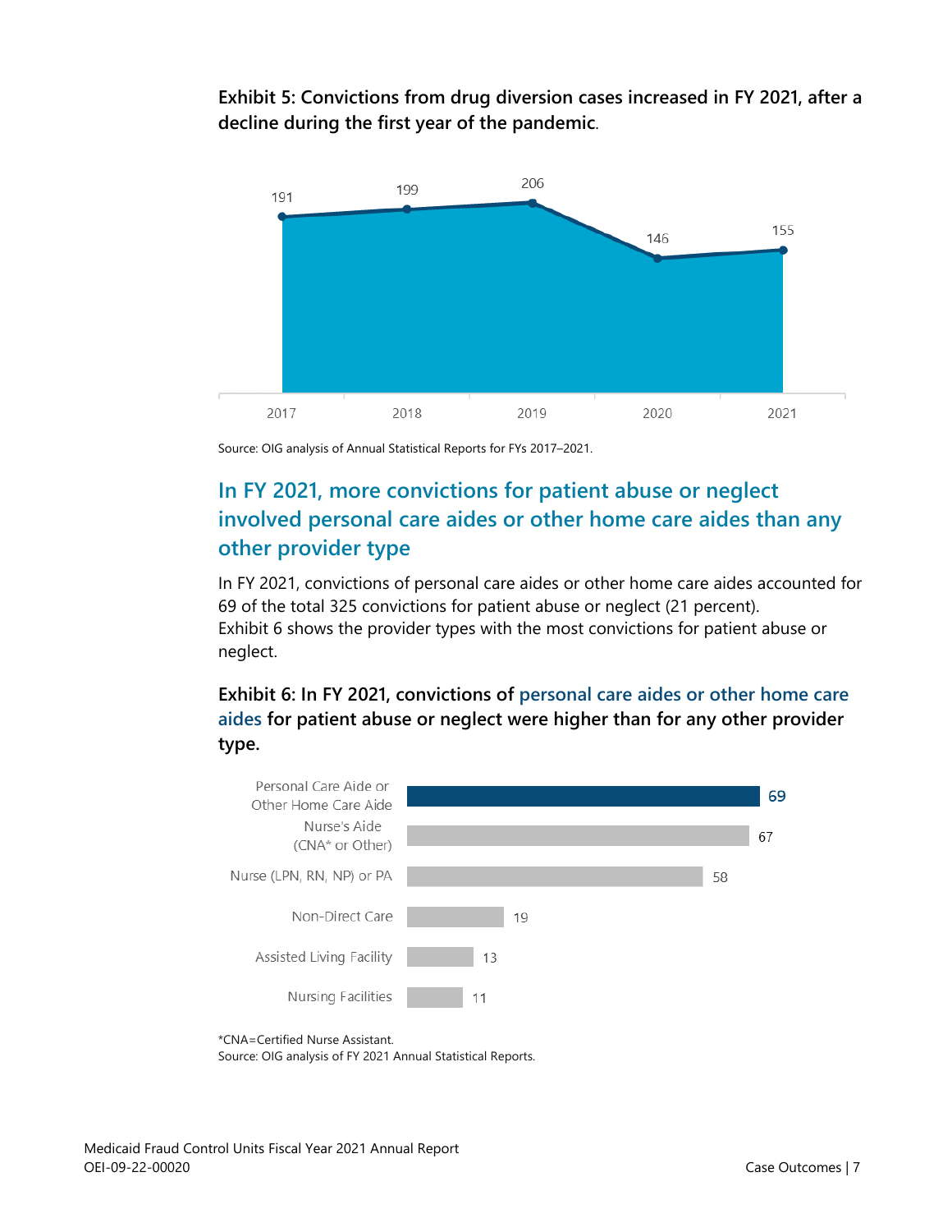**Exhibit 5: Convictions from drug diversion cases increased in FY 2021, after a decline during the first year of the pandemic.**

| Fiscal Year | Convictions |
|---|---|
| 2017 | 191 |
| 2018 | 199 |
| 2019 | 206 |
| 2020 | 146 |
| 2021 | 155 |

Source: OIG analysis of Annual Statistical Reports for FYs 2017–2021.

## In FY 2021, more convictions for patient abuse or neglect involved personal care aides or other home care aides than any other provider type

In FY 2021, convictions of personal care aides or other home care aides accounted for 69 of the total 325 convictions for patient abuse or neglect (21 percent). Exhibit 6 shows the provider types with the most convictions for patient abuse or neglect.

**Exhibit 6: In FY 2021, convictions of personal care aides or other home care aides for patient abuse or neglect were higher than for any other provider type.**

| Provider Type | Convictions |
|---|---|
| Personal Care Aide or Other Home Care Aide | 69 |
| Nurse's Aide (CNA* or Other) | 67 |
| Nurse (LPN, RN, NP) or PA | 58 |
| Non-Direct Care | 19 |
| Assisted Living Facility | 13 |
| Nursing Facilities | 11 |

*CNA=Certified Nurse Assistant.
Source: OIG analysis of FY 2021 Annual Statistical Reports.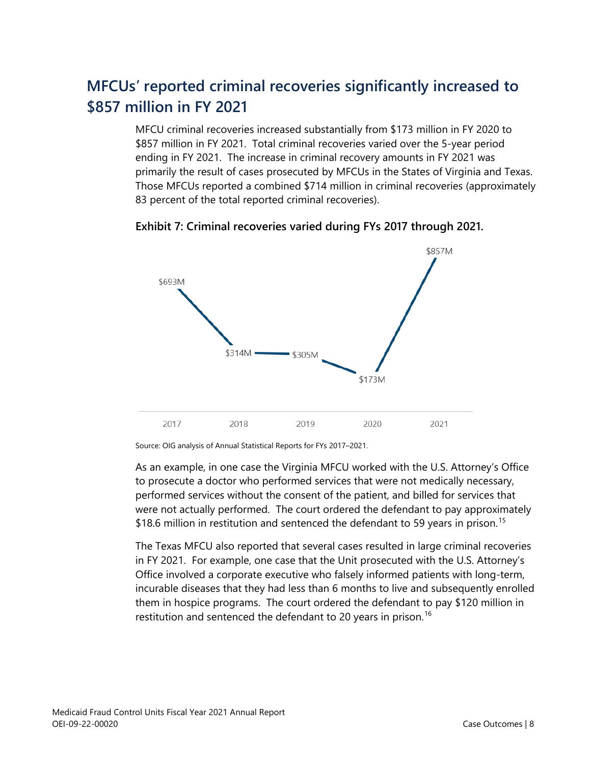## MFCUs' reported criminal recoveries significantly increased to $857 million in FY 2021

MFCU criminal recoveries increased substantially from $173 million in FY 2020 to $857 million in FY 2021. Total criminal recoveries varied over the 5-year period ending in FY 2021. The increase in criminal recovery amounts in FY 2021 was primarily the result of cases prosecuted by MFCUs in the States of Virginia and Texas. Those MFCUs reported a combined $714 million in criminal recoveries (approximately 83 percent of the total reported criminal recoveries).

**Exhibit 7: Criminal recoveries varied during FYs 2017 through 2021.**

| Year | Criminal Recoveries |
| --- | --- |
| 2017 | $693M |
| 2018 | $314M |
| 2019 | $305M |
| 2020 | $173M |
| 2021 | $857M |

Source: OIG analysis of Annual Statistical Reports for FYs 2017–2021.

As an example, in one case the Virginia MFCU worked with the U.S. Attorney's Office to prosecute a doctor who performed services that were not medically necessary, performed services without the consent of the patient, and billed for services that were not actually performed. The court ordered the defendant to pay approximately $18.6 million in restitution and sentenced the defendant to 59 years in prison.[15]

The Texas MFCU also reported that several cases resulted in large criminal recoveries in FY 2021. For example, one case that the Unit prosecuted with the U.S. Attorney's Office involved a corporate executive who falsely informed patients with long-term, incurable diseases that they had less than 6 months to live and subsequently enrolled them in hospice programs. The court ordered the defendant to pay $120 million in restitution and sentenced the defendant to 20 years in prison.[16]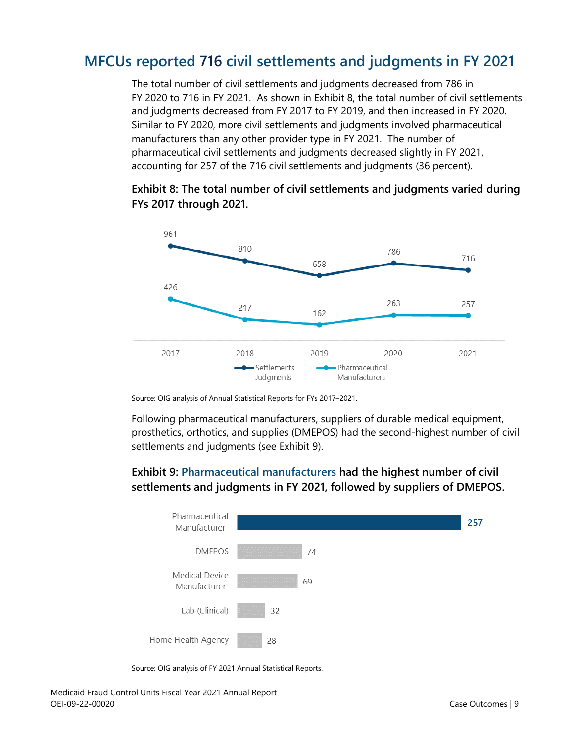## MFCUs reported 716 civil settlements and judgments in FY 2021

The total number of civil settlements and judgments decreased from 786 in FY 2020 to 716 in FY 2021. As shown in Exhibit 8, the total number of civil settlements and judgments decreased from FY 2017 to FY 2019, and then increased in FY 2020. Similar to FY 2020, more civil settlements and judgments involved pharmaceutical manufacturers than any other provider type in FY 2021. The number of pharmaceutical civil settlements and judgments decreased slightly in FY 2021, accounting for 257 of the 716 civil settlements and judgments (36 percent).

**Exhibit 8: The total number of civil settlements and judgments varied during FYs 2017 through 2021.**

| | 2017 | 2018 | 2019 | 2020 | 2021 |
|---|---|---|---|---|---|
| Settlements Judgments | 961 | 810 | 658 | 786 | 716 |
| Pharmaceutical Manufacturers | 426 | 217 | 162 | 263 | 257 |

Source: OIG analysis of Annual Statistical Reports for FYs 2017–2021.

Following pharmaceutical manufacturers, suppliers of durable medical equipment, prosthetics, orthotics, and supplies (DMEPOS) had the second-highest number of civil settlements and judgments (see Exhibit 9).

**Exhibit 9: Pharmaceutical manufacturers had the highest number of civil settlements and judgments in FY 2021, followed by suppliers of DMEPOS.**

| Provider Type | Number |
|---|---|
| Pharmaceutical Manufacturer | 257 |
| DMEPOS | 74 |
| Medical Device Manufacturer | 69 |
| Lab (Clinical) | 32 |
| Home Health Agency | 28 |

Source: OIG analysis of FY 2021 Annual Statistical Reports.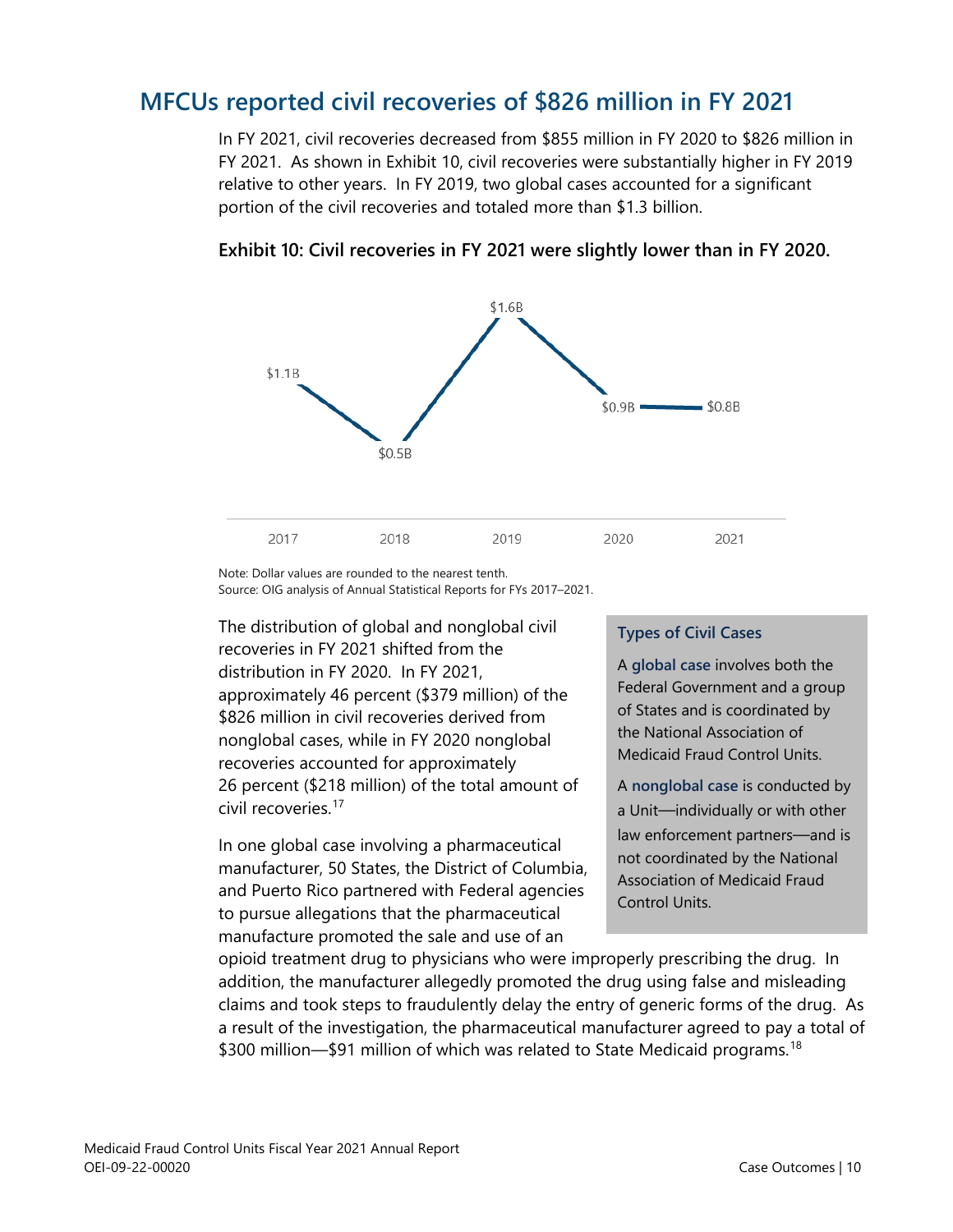## MFCUs reported civil recoveries of $826 million in FY 2021

In FY 2021, civil recoveries decreased from $855 million in FY 2020 to $826 million in FY 2021. As shown in Exhibit 10, civil recoveries were substantially higher in FY 2019 relative to other years. In FY 2019, two global cases accounted for a significant portion of the civil recoveries and totaled more than $1.3 billion.

**Exhibit 10: Civil recoveries in FY 2021 were slightly lower than in FY 2020.**

| 2017 | 2018 | 2019 | 2020 | 2021 |
|---|---|---|---|---|
| $1.1B | $0.5B | $1.6B | $0.9B | $0.8B |

Note: Dollar values are rounded to the nearest tenth.
Source: OIG analysis of Annual Statistical Reports for FYs 2017–2021.

> **Types of Civil Cases**
>
> A **global case** involves both the Federal Government and a group of States and is coordinated by the National Association of Medicaid Fraud Control Units.
>
> A **nonglobal case** is conducted by a Unit—individually or with other law enforcement partners—and is not coordinated by the National Association of Medicaid Fraud Control Units.

The distribution of global and nonglobal civil recoveries in FY 2021 shifted from the distribution in FY 2020. In FY 2021, approximately 46 percent ($379 million) of the $826 million in civil recoveries derived from nonglobal cases, while in FY 2020 nonglobal recoveries accounted for approximately 26 percent ($218 million) of the total amount of civil recoveries.[17]

In one global case involving a pharmaceutical manufacturer, 50 States, the District of Columbia, and Puerto Rico partnered with Federal agencies to pursue allegations that the pharmaceutical manufacture promoted the sale and use of an opioid treatment drug to physicians who were improperly prescribing the drug. In addition, the manufacturer allegedly promoted the drug using false and misleading claims and took steps to fraudulently delay the entry of generic forms of the drug. As a result of the investigation, the pharmaceutical manufacturer agreed to pay a total of $300 million—$91 million of which was related to State Medicaid programs.[18]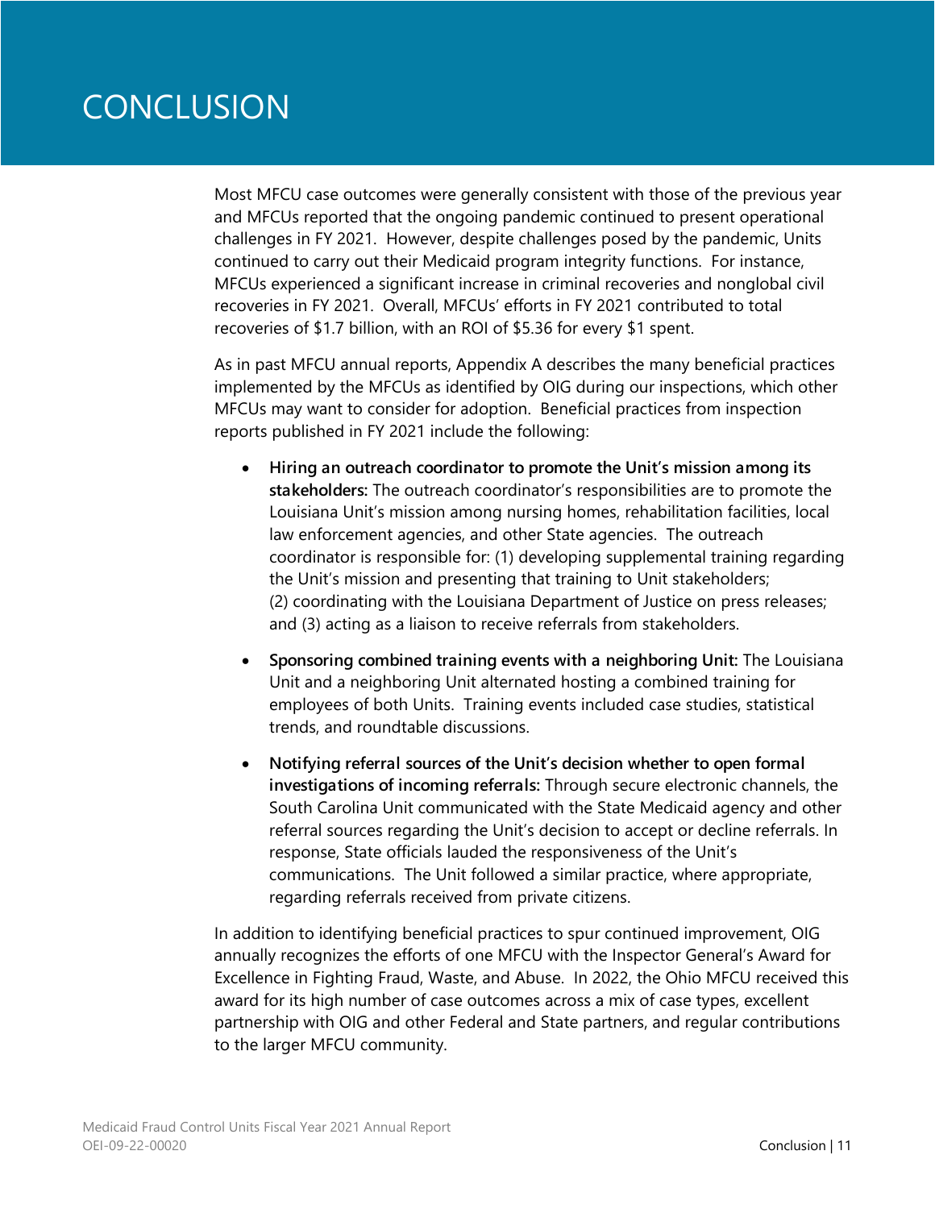# CONCLUSION

Most MFCU case outcomes were generally consistent with those of the previous year and MFCUs reported that the ongoing pandemic continued to present operational challenges in FY 2021. However, despite challenges posed by the pandemic, Units continued to carry out their Medicaid program integrity functions. For instance, MFCUs experienced a significant increase in criminal recoveries and nonglobal civil recoveries in FY 2021. Overall, MFCUs' efforts in FY 2021 contributed to total recoveries of $1.7 billion, with an ROI of $5.36 for every $1 spent.

As in past MFCU annual reports, Appendix A describes the many beneficial practices implemented by the MFCUs as identified by OIG during our inspections, which other MFCUs may want to consider for adoption. Beneficial practices from inspection reports published in FY 2021 include the following:

- **Hiring an outreach coordinator to promote the Unit's mission among its stakeholders:** The outreach coordinator's responsibilities are to promote the Louisiana Unit's mission among nursing homes, rehabilitation facilities, local law enforcement agencies, and other State agencies. The outreach coordinator is responsible for: (1) developing supplemental training regarding the Unit's mission and presenting that training to Unit stakeholders; (2) coordinating with the Louisiana Department of Justice on press releases; and (3) acting as a liaison to receive referrals from stakeholders.
- **Sponsoring combined training events with a neighboring Unit:** The Louisiana Unit and a neighboring Unit alternated hosting a combined training for employees of both Units. Training events included case studies, statistical trends, and roundtable discussions.
- **Notifying referral sources of the Unit's decision whether to open formal investigations of incoming referrals:** Through secure electronic channels, the South Carolina Unit communicated with the State Medicaid agency and other referral sources regarding the Unit's decision to accept or decline referrals. In response, State officials lauded the responsiveness of the Unit's communications. The Unit followed a similar practice, where appropriate, regarding referrals received from private citizens.

In addition to identifying beneficial practices to spur continued improvement, OIG annually recognizes the efforts of one MFCU with the Inspector General's Award for Excellence in Fighting Fraud, Waste, and Abuse. In 2022, the Ohio MFCU received this award for its high number of case outcomes across a mix of case types, excellent partnership with OIG and other Federal and State partners, and regular contributions to the larger MFCU community.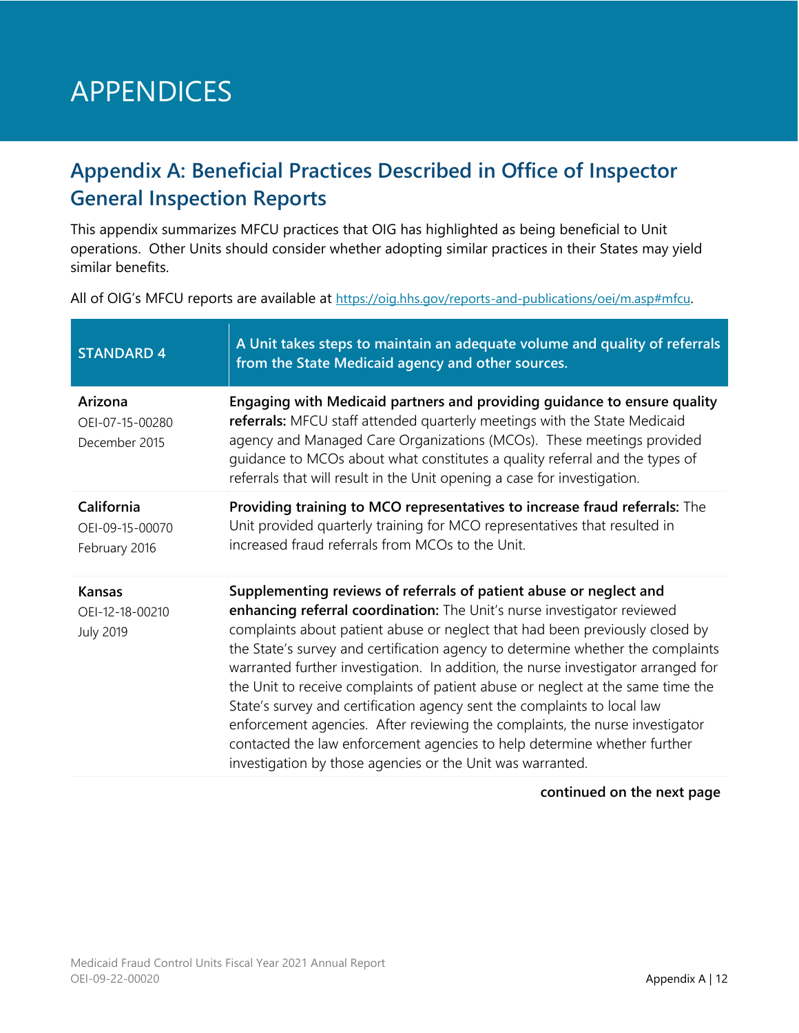# APPENDICES

## Appendix A: Beneficial Practices Described in Office of Inspector General Inspection Reports

This appendix summarizes MFCU practices that OIG has highlighted as being beneficial to Unit operations. Other Units should consider whether adopting similar practices in their States may yield similar benefits.

All of OIG's MFCU reports are available at https://oig.hhs.gov/reports-and-publications/oei/m.asp#mfcu.

| STANDARD 4 | A Unit takes steps to maintain an adequate volume and quality of referrals from the State Medicaid agency and other sources. |
|---|---|
| **Arizona**<br>OEI-07-15-00280<br>December 2015 | **Engaging with Medicaid partners and providing guidance to ensure quality referrals:** MFCU staff attended quarterly meetings with the State Medicaid agency and Managed Care Organizations (MCOs). These meetings provided guidance to MCOs about what constitutes a quality referral and the types of referrals that will result in the Unit opening a case for investigation. |
| **California**<br>OEI-09-15-00070<br>February 2016 | **Providing training to MCO representatives to increase fraud referrals:** The Unit provided quarterly training for MCO representatives that resulted in increased fraud referrals from MCOs to the Unit. |
| **Kansas**<br>OEI-12-18-00210<br>July 2019 | **Supplementing reviews of referrals of patient abuse or neglect and enhancing referral coordination:** The Unit's nurse investigator reviewed complaints about patient abuse or neglect that had been previously closed by the State's survey and certification agency to determine whether the complaints warranted further investigation. In addition, the nurse investigator arranged for the Unit to receive complaints of patient abuse or neglect at the same time the State's survey and certification agency sent the complaints to local law enforcement agencies. After reviewing the complaints, the nurse investigator contacted the law enforcement agencies to help determine whether further investigation by those agencies or the Unit was warranted. |

**continued on the next page**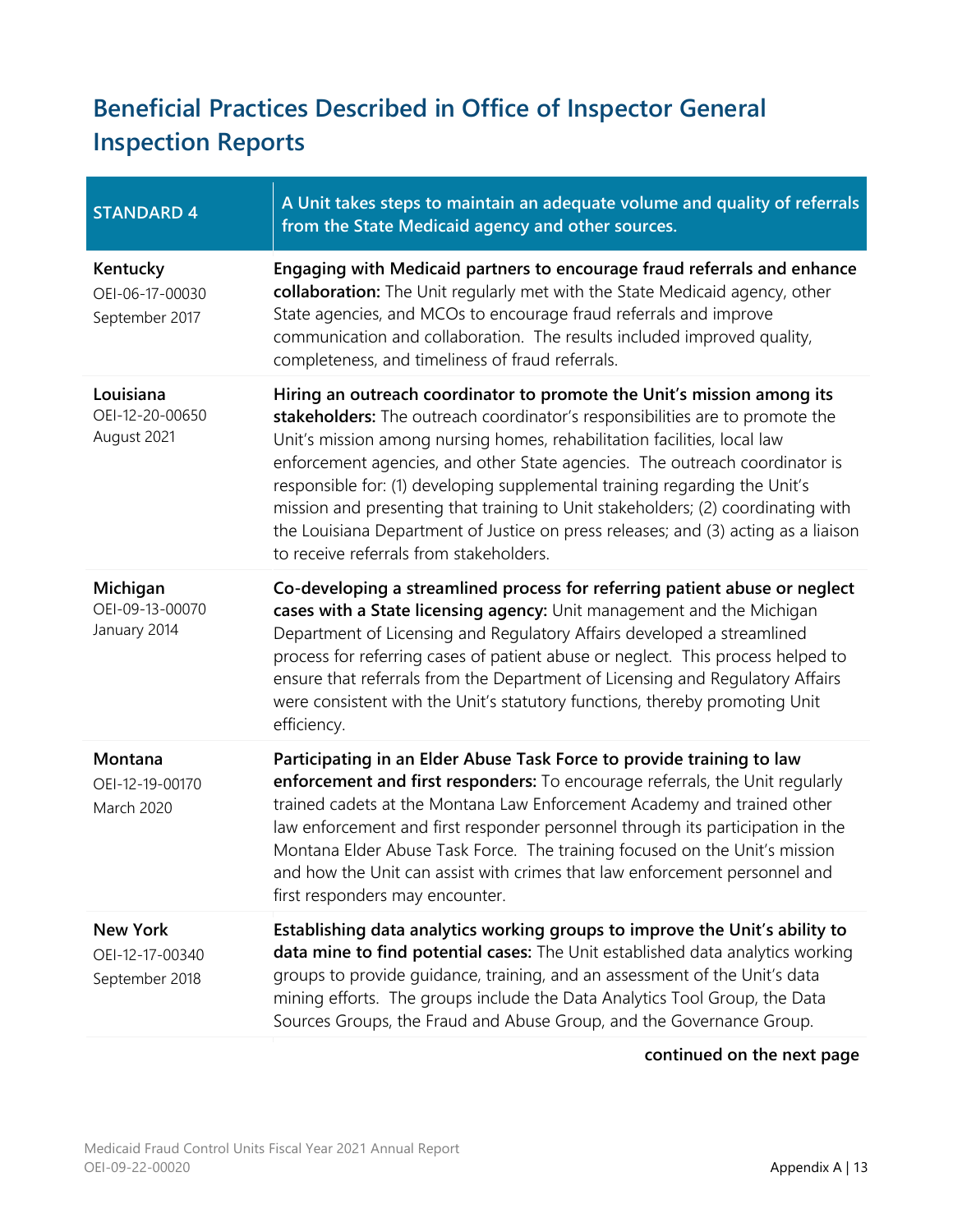## Beneficial Practices Described in Office of Inspector General Inspection Reports

| STANDARD 4 | A Unit takes steps to maintain an adequate volume and quality of referrals from the State Medicaid agency and other sources. |
|---|---|
| **Kentucky**<br>OEI-06-17-00030<br>September 2017 | **Engaging with Medicaid partners to encourage fraud referrals and enhance collaboration:** The Unit regularly met with the State Medicaid agency, other State agencies, and MCOs to encourage fraud referrals and improve communication and collaboration. The results included improved quality, completeness, and timeliness of fraud referrals. |
| **Louisiana**<br>OEI-12-20-00650<br>August 2021 | **Hiring an outreach coordinator to promote the Unit's mission among its stakeholders:** The outreach coordinator's responsibilities are to promote the Unit's mission among nursing homes, rehabilitation facilities, local law enforcement agencies, and other State agencies. The outreach coordinator is responsible for: (1) developing supplemental training regarding the Unit's mission and presenting that training to Unit stakeholders; (2) coordinating with the Louisiana Department of Justice on press releases; and (3) acting as a liaison to receive referrals from stakeholders. |
| **Michigan**<br>OEI-09-13-00070<br>January 2014 | **Co-developing a streamlined process for referring patient abuse or neglect cases with a State licensing agency:** Unit management and the Michigan Department of Licensing and Regulatory Affairs developed a streamlined process for referring cases of patient abuse or neglect. This process helped to ensure that referrals from the Department of Licensing and Regulatory Affairs were consistent with the Unit's statutory functions, thereby promoting Unit efficiency. |
| **Montana**<br>OEI-12-19-00170<br>March 2020 | **Participating in an Elder Abuse Task Force to provide training to law enforcement and first responders:** To encourage referrals, the Unit regularly trained cadets at the Montana Law Enforcement Academy and trained other law enforcement and first responder personnel through its participation in the Montana Elder Abuse Task Force. The training focused on the Unit's mission and how the Unit can assist with crimes that law enforcement personnel and first responders may encounter. |
| **New York**<br>OEI-12-17-00340<br>September 2018 | **Establishing data analytics working groups to improve the Unit's ability to data mine to find potential cases:** The Unit established data analytics working groups to provide guidance, training, and an assessment of the Unit's data mining efforts. The groups include the Data Analytics Tool Group, the Data Sources Groups, the Fraud and Abuse Group, and the Governance Group. |

**continued on the next page**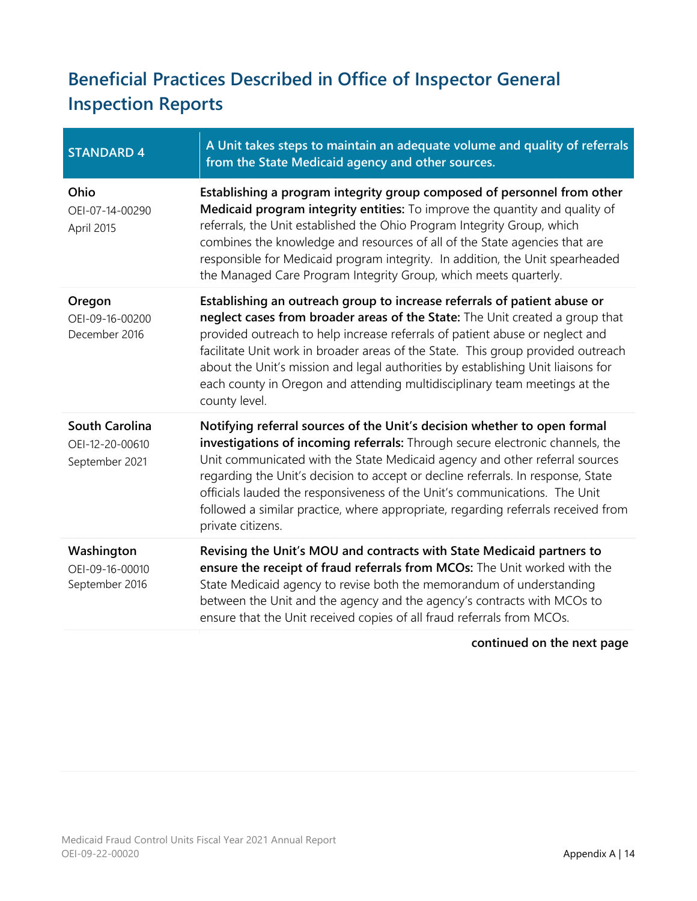## Beneficial Practices Described in Office of Inspector General Inspection Reports

| STANDARD 4 | A Unit takes steps to maintain an adequate volume and quality of referrals from the State Medicaid agency and other sources. |
|---|---|
| **Ohio**<br>OEI-07-14-00290<br>April 2015 | **Establishing a program integrity group composed of personnel from other Medicaid program integrity entities:** To improve the quantity and quality of referrals, the Unit established the Ohio Program Integrity Group, which combines the knowledge and resources of all of the State agencies that are responsible for Medicaid program integrity. In addition, the Unit spearheaded the Managed Care Program Integrity Group, which meets quarterly. |
| **Oregon**<br>OEI-09-16-00200<br>December 2016 | **Establishing an outreach group to increase referrals of patient abuse or neglect cases from broader areas of the State:** The Unit created a group that provided outreach to help increase referrals of patient abuse or neglect and facilitate Unit work in broader areas of the State. This group provided outreach about the Unit's mission and legal authorities by establishing Unit liaisons for each county in Oregon and attending multidisciplinary team meetings at the county level. |
| **South Carolina**<br>OEI-12-20-00610<br>September 2021 | **Notifying referral sources of the Unit's decision whether to open formal investigations of incoming referrals:** Through secure electronic channels, the Unit communicated with the State Medicaid agency and other referral sources regarding the Unit's decision to accept or decline referrals. In response, State officials lauded the responsiveness of the Unit's communications. The Unit followed a similar practice, where appropriate, regarding referrals received from private citizens. |
| **Washington**<br>OEI-09-16-00010<br>September 2016 | **Revising the Unit's MOU and contracts with State Medicaid partners to ensure the receipt of fraud referrals from MCOs:** The Unit worked with the State Medicaid agency to revise both the memorandum of understanding between the Unit and the agency and the agency's contracts with MCOs to ensure that the Unit received copies of all fraud referrals from MCOs. |

**continued on the next page**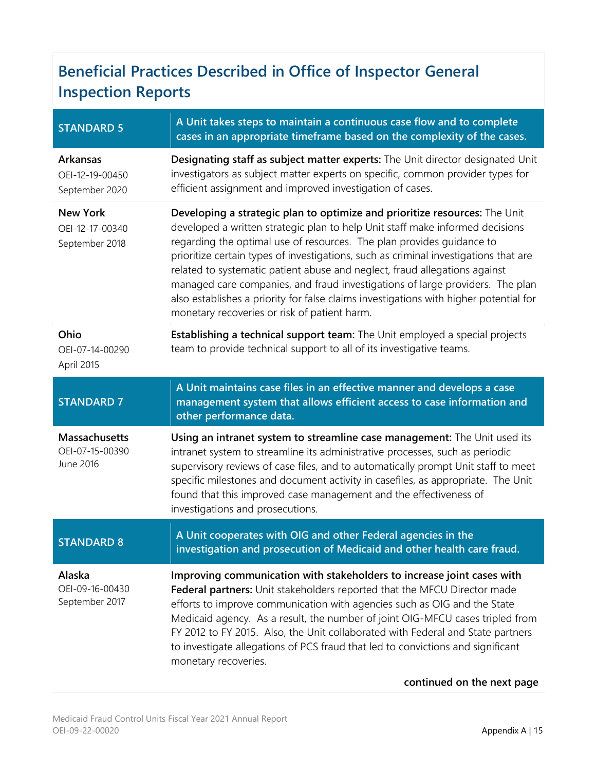## Beneficial Practices Described in Office of Inspector General Inspection Reports

| STANDARD 5 | A Unit takes steps to maintain a continuous case flow and to complete cases in an appropriate timeframe based on the complexity of the cases. |
|---|---|
| **Arkansas**<br>OEI-12-19-00450<br>September 2020 | **Designating staff as subject matter experts:** The Unit director designated Unit investigators as subject matter experts on specific, common provider types for efficient assignment and improved investigation of cases. |
| **New York**<br>OEI-12-17-00340<br>September 2018 | **Developing a strategic plan to optimize and prioritize resources:** The Unit developed a written strategic plan to help Unit staff make informed decisions regarding the optimal use of resources. The plan provides guidance to prioritize certain types of investigations, such as criminal investigations that are related to systematic patient abuse and neglect, fraud allegations against managed care companies, and fraud investigations of large providers. The plan also establishes a priority for false claims investigations with higher potential for monetary recoveries or risk of patient harm. |
| **Ohio**<br>OEI-07-14-00290<br>April 2015 | **Establishing a technical support team:** The Unit employed a special projects team to provide technical support to all of its investigative teams. |

| STANDARD 7 | A Unit maintains case files in an effective manner and develops a case management system that allows efficient access to case information and other performance data. |
|---|---|
| **Massachusetts**<br>OEI-07-15-00390<br>June 2016 | **Using an intranet system to streamline case management:** The Unit used its intranet system to streamline its administrative processes, such as periodic supervisory reviews of case files, and to automatically prompt Unit staff to meet specific milestones and document activity in casefiles, as appropriate. The Unit found that this improved case management and the effectiveness of investigations and prosecutions. |

| STANDARD 8 | A Unit cooperates with OIG and other Federal agencies in the investigation and prosecution of Medicaid and other health care fraud. |
|---|---|
| **Alaska**<br>OEI-09-16-00430<br>September 2017 | **Improving communication with stakeholders to increase joint cases with Federal partners:** Unit stakeholders reported that the MFCU Director made efforts to improve communication with agencies such as OIG and the State Medicaid agency. As a result, the number of joint OIG-MFCU cases tripled from FY 2012 to FY 2015. Also, the Unit collaborated with Federal and State partners to investigate allegations of PCS fraud that led to convictions and significant monetary recoveries. |

**continued on the next page**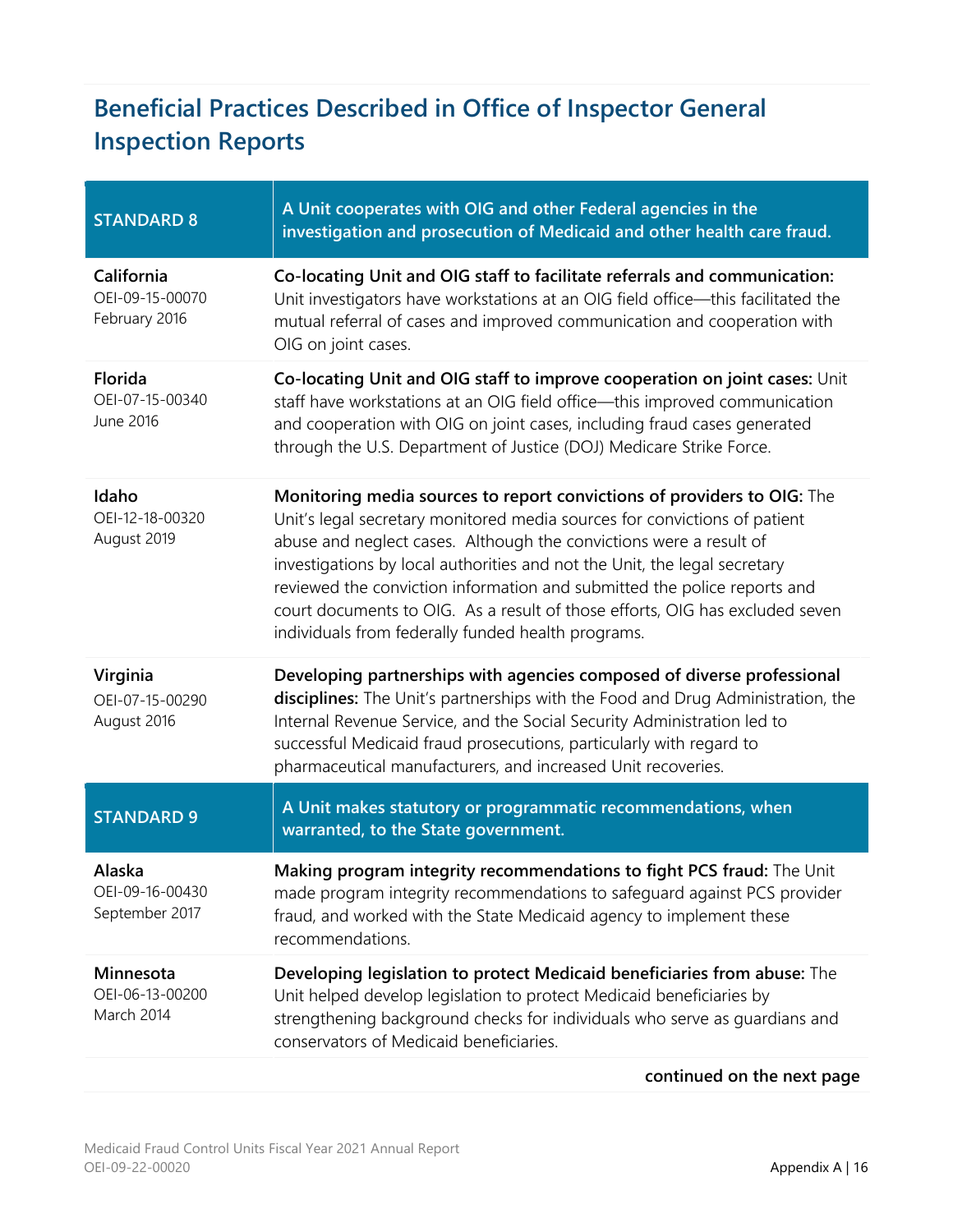## Beneficial Practices Described in Office of Inspector General Inspection Reports

| STANDARD 8 | A Unit cooperates with OIG and other Federal agencies in the investigation and prosecution of Medicaid and other health care fraud. |
|---|---|
| **California**<br>OEI-09-15-00070<br>February 2016 | **Co-locating Unit and OIG staff to facilitate referrals and communication:** Unit investigators have workstations at an OIG field office—this facilitated the mutual referral of cases and improved communication and cooperation with OIG on joint cases. |
| **Florida**<br>OEI-07-15-00340<br>June 2016 | **Co-locating Unit and OIG staff to improve cooperation on joint cases:** Unit staff have workstations at an OIG field office—this improved communication and cooperation with OIG on joint cases, including fraud cases generated through the U.S. Department of Justice (DOJ) Medicare Strike Force. |
| **Idaho**<br>OEI-12-18-00320<br>August 2019 | **Monitoring media sources to report convictions of providers to OIG:** The Unit's legal secretary monitored media sources for convictions of patient abuse and neglect cases. Although the convictions were a result of investigations by local authorities and not the Unit, the legal secretary reviewed the conviction information and submitted the police reports and court documents to OIG. As a result of those efforts, OIG has excluded seven individuals from federally funded health programs. |
| **Virginia**<br>OEI-07-15-00290<br>August 2016 | **Developing partnerships with agencies composed of diverse professional disciplines:** The Unit's partnerships with the Food and Drug Administration, the Internal Revenue Service, and the Social Security Administration led to successful Medicaid fraud prosecutions, particularly with regard to pharmaceutical manufacturers, and increased Unit recoveries. |
| **STANDARD 9** | **A Unit makes statutory or programmatic recommendations, when warranted, to the State government.** |
| **Alaska**<br>OEI-09-16-00430<br>September 2017 | **Making program integrity recommendations to fight PCS fraud:** The Unit made program integrity recommendations to safeguard against PCS provider fraud, and worked with the State Medicaid agency to implement these recommendations. |
| **Minnesota**<br>OEI-06-13-00200<br>March 2014 | **Developing legislation to protect Medicaid beneficiaries from abuse:** The Unit helped develop legislation to protect Medicaid beneficiaries by strengthening background checks for individuals who serve as guardians and conservators of Medicaid beneficiaries. |

**continued on the next page**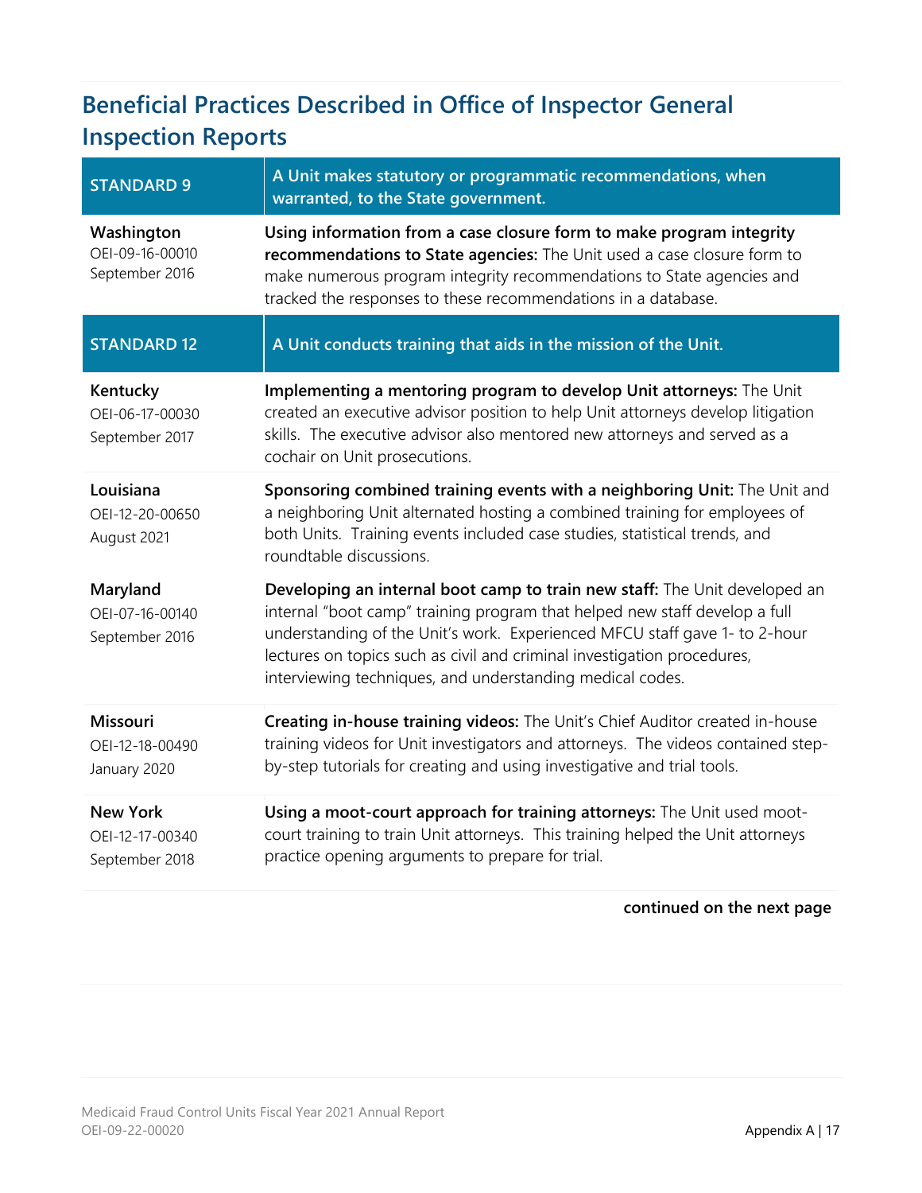## Beneficial Practices Described in Office of Inspector General Inspection Reports

| STANDARD 9 | A Unit makes statutory or programmatic recommendations, when warranted, to the State government. |
|---|---|
| **Washington**<br>OEI-09-16-00010<br>September 2016 | **Using information from a case closure form to make program integrity recommendations to State agencies:** The Unit used a case closure form to make numerous program integrity recommendations to State agencies and tracked the responses to these recommendations in a database. |
| **STANDARD 12** | **A Unit conducts training that aids in the mission of the Unit.** |
| **Kentucky**<br>OEI-06-17-00030<br>September 2017 | **Implementing a mentoring program to develop Unit attorneys:** The Unit created an executive advisor position to help Unit attorneys develop litigation skills. The executive advisor also mentored new attorneys and served as a cochair on Unit prosecutions. |
| **Louisiana**<br>OEI-12-20-00650<br>August 2021 | **Sponsoring combined training events with a neighboring Unit:** The Unit and a neighboring Unit alternated hosting a combined training for employees of both Units. Training events included case studies, statistical trends, and roundtable discussions. |
| **Maryland**<br>OEI-07-16-00140<br>September 2016 | **Developing an internal boot camp to train new staff:** The Unit developed an internal "boot camp" training program that helped new staff develop a full understanding of the Unit's work. Experienced MFCU staff gave 1- to 2-hour lectures on topics such as civil and criminal investigation procedures, interviewing techniques, and understanding medical codes. |
| **Missouri**<br>OEI-12-18-00490<br>January 2020 | **Creating in-house training videos:** The Unit's Chief Auditor created in-house training videos for Unit investigators and attorneys. The videos contained step-by-step tutorials for creating and using investigative and trial tools. |
| **New York**<br>OEI-12-17-00340<br>September 2018 | **Using a moot-court approach for training attorneys:** The Unit used moot-court training to train Unit attorneys. This training helped the Unit attorneys practice opening arguments to prepare for trial. |

**continued on the next page**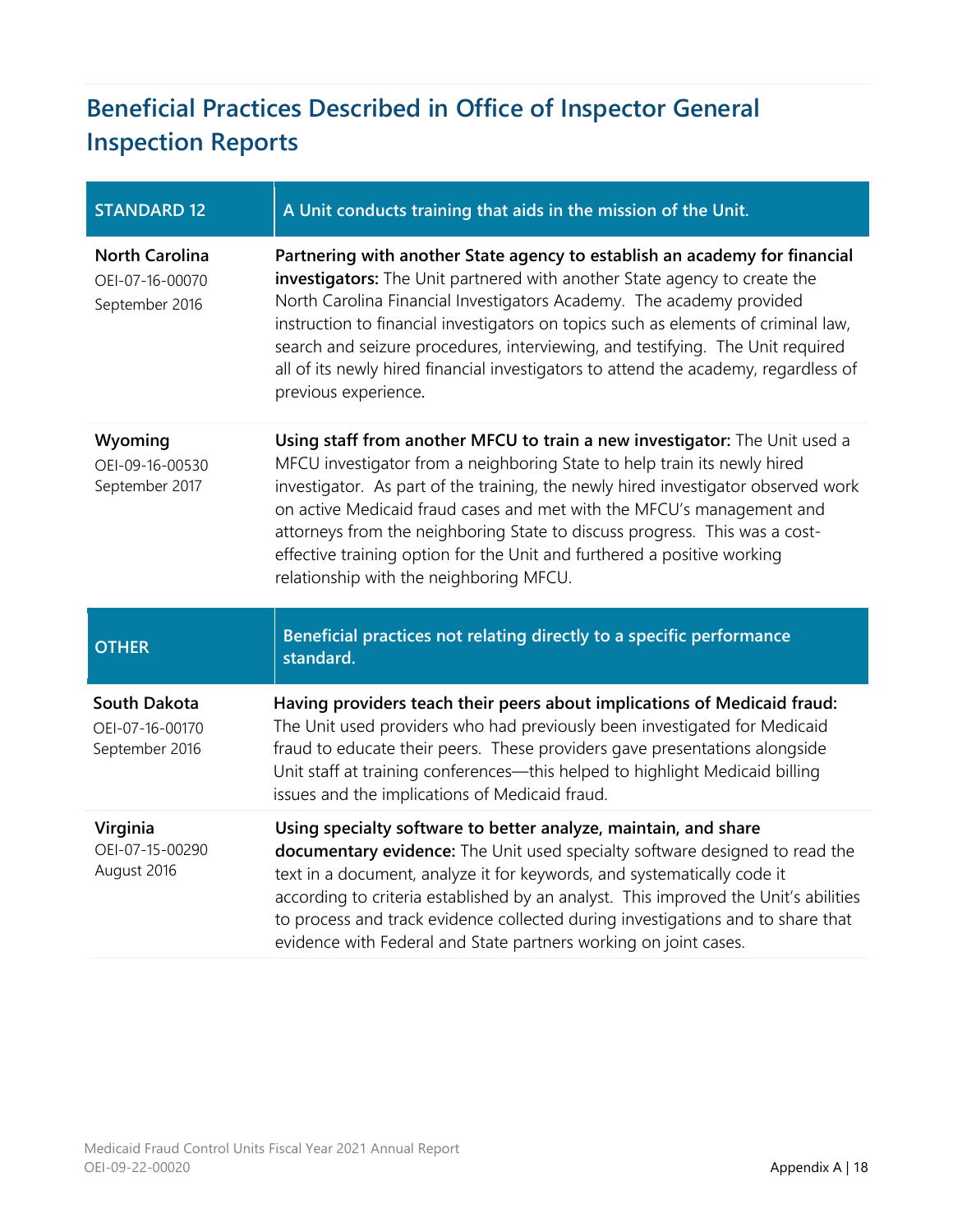## Beneficial Practices Described in Office of Inspector General Inspection Reports

| STANDARD 12 | A Unit conducts training that aids in the mission of the Unit. |
|---|---|
| **North Carolina**<br>OEI-07-16-00070<br>September 2016 | **Partnering with another State agency to establish an academy for financial investigators:** The Unit partnered with another State agency to create the North Carolina Financial Investigators Academy. The academy provided instruction to financial investigators on topics such as elements of criminal law, search and seizure procedures, interviewing, and testifying. The Unit required all of its newly hired financial investigators to attend the academy, regardless of previous experience. |
| **Wyoming**<br>OEI-09-16-00530<br>September 2017 | **Using staff from another MFCU to train a new investigator:** The Unit used a MFCU investigator from a neighboring State to help train its newly hired investigator. As part of the training, the newly hired investigator observed work on active Medicaid fraud cases and met with the MFCU's management and attorneys from the neighboring State to discuss progress. This was a cost-effective training option for the Unit and furthered a positive working relationship with the neighboring MFCU. |

| OTHER | Beneficial practices not relating directly to a specific performance standard. |
|---|---|
| **South Dakota**<br>OEI-07-16-00170<br>September 2016 | **Having providers teach their peers about implications of Medicaid fraud:** The Unit used providers who had previously been investigated for Medicaid fraud to educate their peers. These providers gave presentations alongside Unit staff at training conferences—this helped to highlight Medicaid billing issues and the implications of Medicaid fraud. |
| **Virginia**<br>OEI-07-15-00290<br>August 2016 | **Using specialty software to better analyze, maintain, and share documentary evidence:** The Unit used specialty software designed to read the text in a document, analyze it for keywords, and systematically code it according to criteria established by an analyst. This improved the Unit's abilities to process and track evidence collected during investigations and to share that evidence with Federal and State partners working on joint cases. |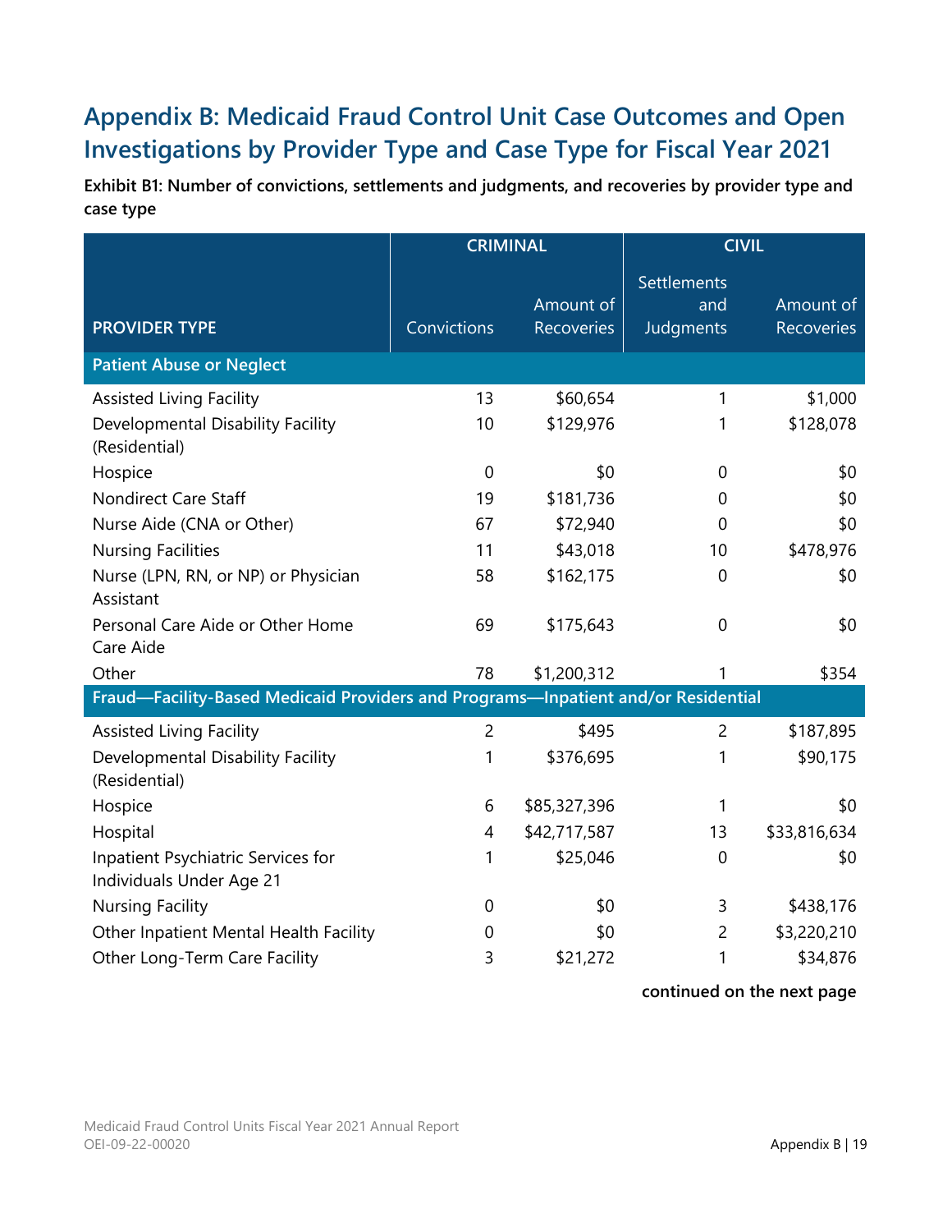## Appendix B: Medicaid Fraud Control Unit Case Outcomes and Open Investigations by Provider Type and Case Type for Fiscal Year 2021

**Exhibit B1: Number of convictions, settlements and judgments, and recoveries by provider type and case type**

| | CRIMINAL | | CIVIL | |
|---|---|---|---|---|
| PROVIDER TYPE | Convictions | Amount of Recoveries | Settlements and Judgments | Amount of Recoveries |
| **Patient Abuse or Neglect** | | | | |
| Assisted Living Facility | 13 | $60,654 | 1 | $1,000 |
| Developmental Disability Facility (Residential) | 10 | $129,976 | 1 | $128,078 |
| Hospice | 0 | $0 | 0 | $0 |
| Nondirect Care Staff | 19 | $181,736 | 0 | $0 |
| Nurse Aide (CNA or Other) | 67 | $72,940 | 0 | $0 |
| Nursing Facilities | 11 | $43,018 | 10 | $478,976 |
| Nurse (LPN, RN, or NP) or Physician Assistant | 58 | $162,175 | 0 | $0 |
| Personal Care Aide or Other Home Care Aide | 69 | $175,643 | 0 | $0 |
| Other | 78 | $1,200,312 | 1 | $354 |
| **Fraud—Facility-Based Medicaid Providers and Programs—Inpatient and/or Residential** | | | | |
| Assisted Living Facility | 2 | $495 | 2 | $187,895 |
| Developmental Disability Facility (Residential) | 1 | $376,695 | 1 | $90,175 |
| Hospice | 6 | $85,327,396 | 1 | $0 |
| Hospital | 4 | $42,717,587 | 13 | $33,816,634 |
| Inpatient Psychiatric Services for Individuals Under Age 21 | 1 | $25,046 | 0 | $0 |
| Nursing Facility | 0 | $0 | 3 | $438,176 |
| Other Inpatient Mental Health Facility | 0 | $0 | 2 | $3,220,210 |
| Other Long-Term Care Facility | 3 | $21,272 | 1 | $34,876 |

**continued on the next page**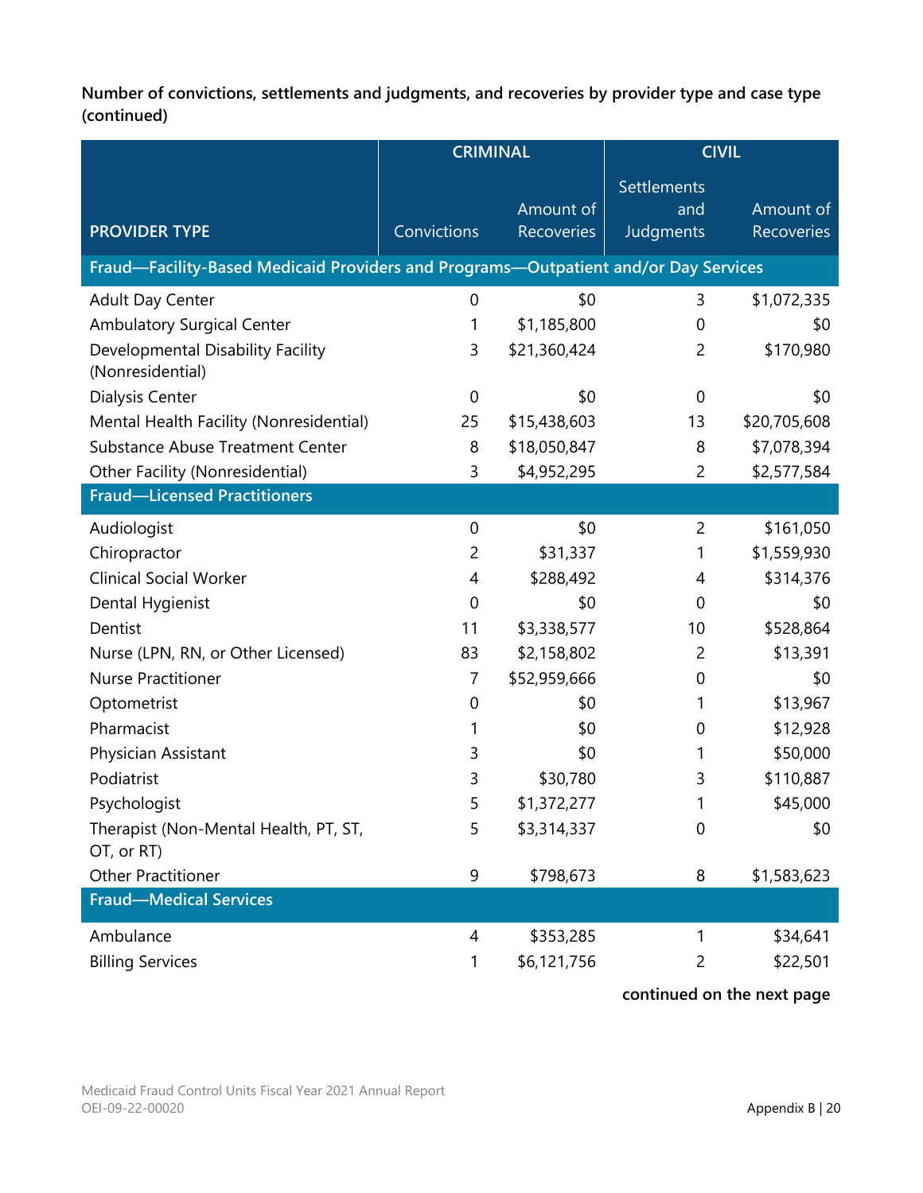**Number of convictions, settlements and judgments, and recoveries by provider type and case type (continued)**

| PROVIDER TYPE | CRIMINAL | | CIVIL | |
|---|---|---|---|---|
| | Convictions | Amount of Recoveries | Settlements and Judgments | Amount of Recoveries |
| **Fraud—Facility-Based Medicaid Providers and Programs—Outpatient and/or Day Services** | | | | |
| Adult Day Center | 0 | $0 | 3 | $1,072,335 |
| Ambulatory Surgical Center | 1 | $1,185,800 | 0 | $0 |
| Developmental Disability Facility (Nonresidential) | 3 | $21,360,424 | 2 | $170,980 |
| Dialysis Center | 0 | $0 | 0 | $0 |
| Mental Health Facility (Nonresidential) | 25 | $15,438,603 | 13 | $20,705,608 |
| Substance Abuse Treatment Center | 8 | $18,050,847 | 8 | $7,078,394 |
| Other Facility (Nonresidential) | 3 | $4,952,295 | 2 | $2,577,584 |
| **Fraud—Licensed Practitioners** | | | | |
| Audiologist | 0 | $0 | 2 | $161,050 |
| Chiropractor | 2 | $31,337 | 1 | $1,559,930 |
| Clinical Social Worker | 4 | $288,492 | 4 | $314,376 |
| Dental Hygienist | 0 | $0 | 0 | $0 |
| Dentist | 11 | $3,338,577 | 10 | $528,864 |
| Nurse (LPN, RN, or Other Licensed) | 83 | $2,158,802 | 2 | $13,391 |
| Nurse Practitioner | 7 | $52,959,666 | 0 | $0 |
| Optometrist | 0 | $0 | 1 | $13,967 |
| Pharmacist | 1 | $0 | 0 | $12,928 |
| Physician Assistant | 3 | $0 | 1 | $50,000 |
| Podiatrist | 3 | $30,780 | 3 | $110,887 |
| Psychologist | 5 | $1,372,277 | 1 | $45,000 |
| Therapist (Non-Mental Health, PT, ST, OT, or RT) | 5 | $3,314,337 | 0 | $0 |
| Other Practitioner | 9 | $798,673 | 8 | $1,583,623 |
| **Fraud—Medical Services** | | | | |
| Ambulance | 4 | $353,285 | 1 | $34,641 |
| Billing Services | 1 | $6,121,756 | 2 | $22,501 |

**continued on the next page**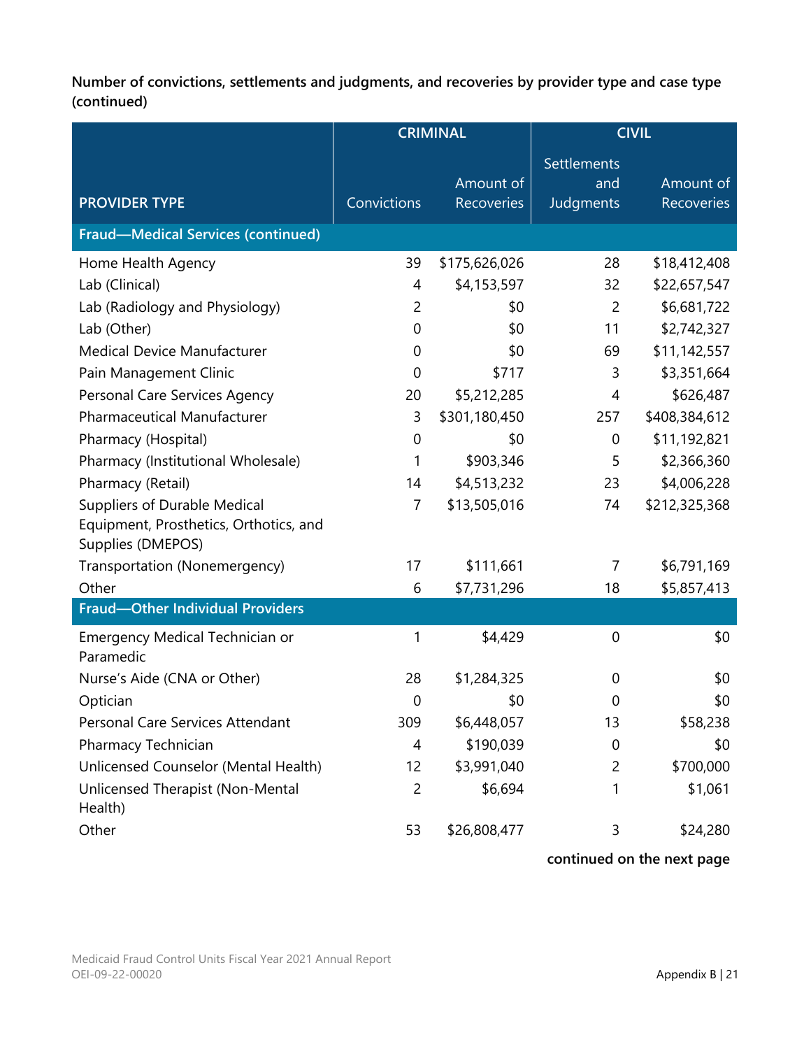**Number of convictions, settlements and judgments, and recoveries by provider type and case type (continued)**

| PROVIDER TYPE | CRIMINAL | | CIVIL | |
|---|---|---|---|---|
| | Convictions | Amount of Recoveries | Settlements and Judgments | Amount of Recoveries |
| **Fraud—Medical Services (continued)** | | | | |
| Home Health Agency | 39 | $175,626,026 | 28 | $18,412,408 |
| Lab (Clinical) | 4 | $4,153,597 | 32 | $22,657,547 |
| Lab (Radiology and Physiology) | 2 | $0 | 2 | $6,681,722 |
| Lab (Other) | 0 | $0 | 11 | $2,742,327 |
| Medical Device Manufacturer | 0 | $0 | 69 | $11,142,557 |
| Pain Management Clinic | 0 | $717 | 3 | $3,351,664 |
| Personal Care Services Agency | 20 | $5,212,285 | 4 | $626,487 |
| Pharmaceutical Manufacturer | 3 | $301,180,450 | 257 | $408,384,612 |
| Pharmacy (Hospital) | 0 | $0 | 0 | $11,192,821 |
| Pharmacy (Institutional Wholesale) | 1 | $903,346 | 5 | $2,366,360 |
| Pharmacy (Retail) | 14 | $4,513,232 | 23 | $4,006,228 |
| Suppliers of Durable Medical Equipment, Prosthetics, Orthotics, and Supplies (DMEPOS) | 7 | $13,505,016 | 74 | $212,325,368 |
| Transportation (Nonemergency) | 17 | $111,661 | 7 | $6,791,169 |
| Other | 6 | $7,731,296 | 18 | $5,857,413 |
| **Fraud—Other Individual Providers** | | | | |
| Emergency Medical Technician or Paramedic | 1 | $4,429 | 0 | $0 |
| Nurse's Aide (CNA or Other) | 28 | $1,284,325 | 0 | $0 |
| Optician | 0 | $0 | 0 | $0 |
| Personal Care Services Attendant | 309 | $6,448,057 | 13 | $58,238 |
| Pharmacy Technician | 4 | $190,039 | 0 | $0 |
| Unlicensed Counselor (Mental Health) | 12 | $3,991,040 | 2 | $700,000 |
| Unlicensed Therapist (Non-Mental Health) | 2 | $6,694 | 1 | $1,061 |
| Other | 53 | $26,808,477 | 3 | $24,280 |

**continued on the next page**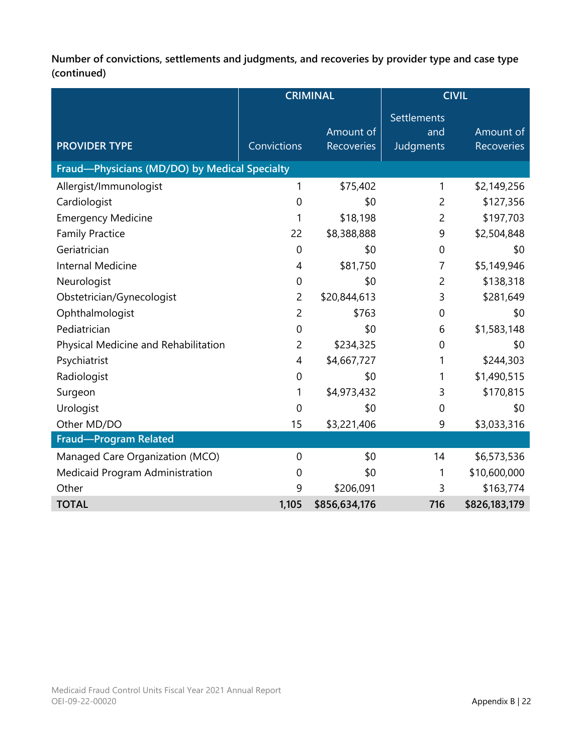**Number of convictions, settlements and judgments, and recoveries by provider type and case type (continued)**

| PROVIDER TYPE | CRIMINAL | | CIVIL | |
|---|---|---|---|---|
| | Convictions | Amount of Recoveries | Settlements and Judgments | Amount of Recoveries |
| **Fraud—Physicians (MD/DO) by Medical Specialty** | | | | |
| Allergist/Immunologist | 1 | $75,402 | 1 | $2,149,256 |
| Cardiologist | 0 | $0 | 2 | $127,356 |
| Emergency Medicine | 1 | $18,198 | 2 | $197,703 |
| Family Practice | 22 | $8,388,888 | 9 | $2,504,848 |
| Geriatrician | 0 | $0 | 0 | $0 |
| Internal Medicine | 4 | $81,750 | 7 | $5,149,946 |
| Neurologist | 0 | $0 | 2 | $138,318 |
| Obstetrician/Gynecologist | 2 | $20,844,613 | 3 | $281,649 |
| Ophthalmologist | 2 | $763 | 0 | $0 |
| Pediatrician | 0 | $0 | 6 | $1,583,148 |
| Physical Medicine and Rehabilitation | 2 | $234,325 | 0 | $0 |
| Psychiatrist | 4 | $4,667,727 | 1 | $244,303 |
| Radiologist | 0 | $0 | 1 | $1,490,515 |
| Surgeon | 1 | $4,973,432 | 3 | $170,815 |
| Urologist | 0 | $0 | 0 | $0 |
| Other MD/DO | 15 | $3,221,406 | 9 | $3,033,316 |
| **Fraud—Program Related** | | | | |
| Managed Care Organization (MCO) | 0 | $0 | 14 | $6,573,536 |
| Medicaid Program Administration | 0 | $0 | 1 | $10,600,000 |
| Other | 9 | $206,091 | 3 | $163,774 |
| **TOTAL** | **1,105** | **$856,634,176** | **716** | **$826,183,179** |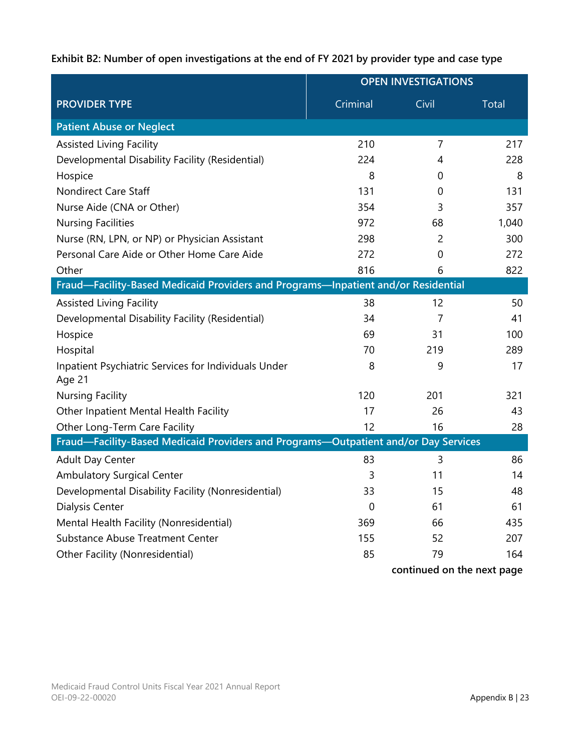**Exhibit B2: Number of open investigations at the end of FY 2021 by provider type and case type**

| PROVIDER TYPE | OPEN INVESTIGATIONS | | |
|---|---|---|---|
| | Criminal | Civil | Total |
| **Patient Abuse or Neglect** | | | |
| Assisted Living Facility | 210 | 7 | 217 |
| Developmental Disability Facility (Residential) | 224 | 4 | 228 |
| Hospice | 8 | 0 | 8 |
| Nondirect Care Staff | 131 | 0 | 131 |
| Nurse Aide (CNA or Other) | 354 | 3 | 357 |
| Nursing Facilities | 972 | 68 | 1,040 |
| Nurse (RN, LPN, or NP) or Physician Assistant | 298 | 2 | 300 |
| Personal Care Aide or Other Home Care Aide | 272 | 0 | 272 |
| Other | 816 | 6 | 822 |
| **Fraud—Facility-Based Medicaid Providers and Programs—Inpatient and/or Residential** | | | |
| Assisted Living Facility | 38 | 12 | 50 |
| Developmental Disability Facility (Residential) | 34 | 7 | 41 |
| Hospice | 69 | 31 | 100 |
| Hospital | 70 | 219 | 289 |
| Inpatient Psychiatric Services for Individuals Under Age 21 | 8 | 9 | 17 |
| Nursing Facility | 120 | 201 | 321 |
| Other Inpatient Mental Health Facility | 17 | 26 | 43 |
| Other Long-Term Care Facility | 12 | 16 | 28 |
| **Fraud—Facility-Based Medicaid Providers and Programs—Outpatient and/or Day Services** | | | |
| Adult Day Center | 83 | 3 | 86 |
| Ambulatory Surgical Center | 3 | 11 | 14 |
| Developmental Disability Facility (Nonresidential) | 33 | 15 | 48 |
| Dialysis Center | 0 | 61 | 61 |
| Mental Health Facility (Nonresidential) | 369 | 66 | 435 |
| Substance Abuse Treatment Center | 155 | 52 | 207 |
| Other Facility (Nonresidential) | 85 | 79 | 164 |

**continued on the next page**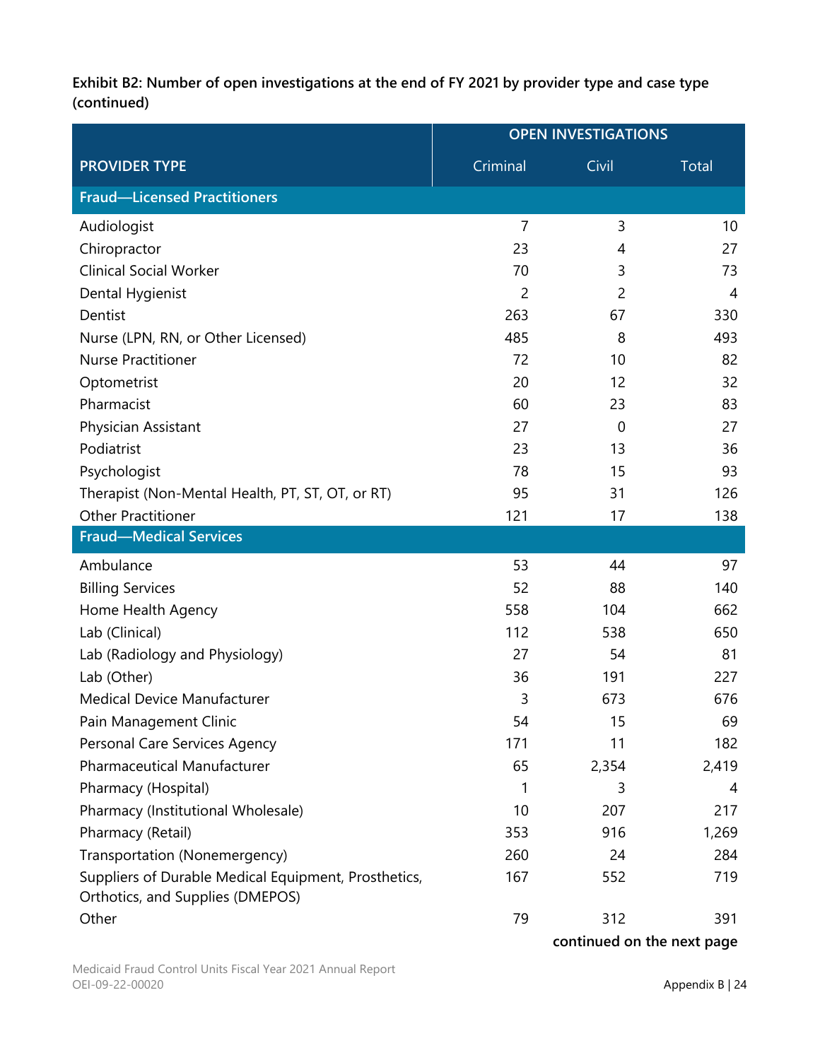**Exhibit B2: Number of open investigations at the end of FY 2021 by provider type and case type (continued)**

| | OPEN INVESTIGATIONS | | |
|---|---|---|---|
| **PROVIDER TYPE** | Criminal | Civil | Total |
| **Fraud—Licensed Practitioners** | | | |
| Audiologist | 7 | 3 | 10 |
| Chiropractor | 23 | 4 | 27 |
| Clinical Social Worker | 70 | 3 | 73 |
| Dental Hygienist | 2 | 2 | 4 |
| Dentist | 263 | 67 | 330 |
| Nurse (LPN, RN, or Other Licensed) | 485 | 8 | 493 |
| Nurse Practitioner | 72 | 10 | 82 |
| Optometrist | 20 | 12 | 32 |
| Pharmacist | 60 | 23 | 83 |
| Physician Assistant | 27 | 0 | 27 |
| Podiatrist | 23 | 13 | 36 |
| Psychologist | 78 | 15 | 93 |
| Therapist (Non-Mental Health, PT, ST, OT, or RT) | 95 | 31 | 126 |
| Other Practitioner | 121 | 17 | 138 |
| **Fraud—Medical Services** | | | |
| Ambulance | 53 | 44 | 97 |
| Billing Services | 52 | 88 | 140 |
| Home Health Agency | 558 | 104 | 662 |
| Lab (Clinical) | 112 | 538 | 650 |
| Lab (Radiology and Physiology) | 27 | 54 | 81 |
| Lab (Other) | 36 | 191 | 227 |
| Medical Device Manufacturer | 3 | 673 | 676 |
| Pain Management Clinic | 54 | 15 | 69 |
| Personal Care Services Agency | 171 | 11 | 182 |
| Pharmaceutical Manufacturer | 65 | 2,354 | 2,419 |
| Pharmacy (Hospital) | 1 | 3 | 4 |
| Pharmacy (Institutional Wholesale) | 10 | 207 | 217 |
| Pharmacy (Retail) | 353 | 916 | 1,269 |
| Transportation (Nonemergency) | 260 | 24 | 284 |
| Suppliers of Durable Medical Equipment, Prosthetics, Orthotics, and Supplies (DMEPOS) | 167 | 552 | 719 |
| Other | 79 | 312 | 391 |

**continued on the next page**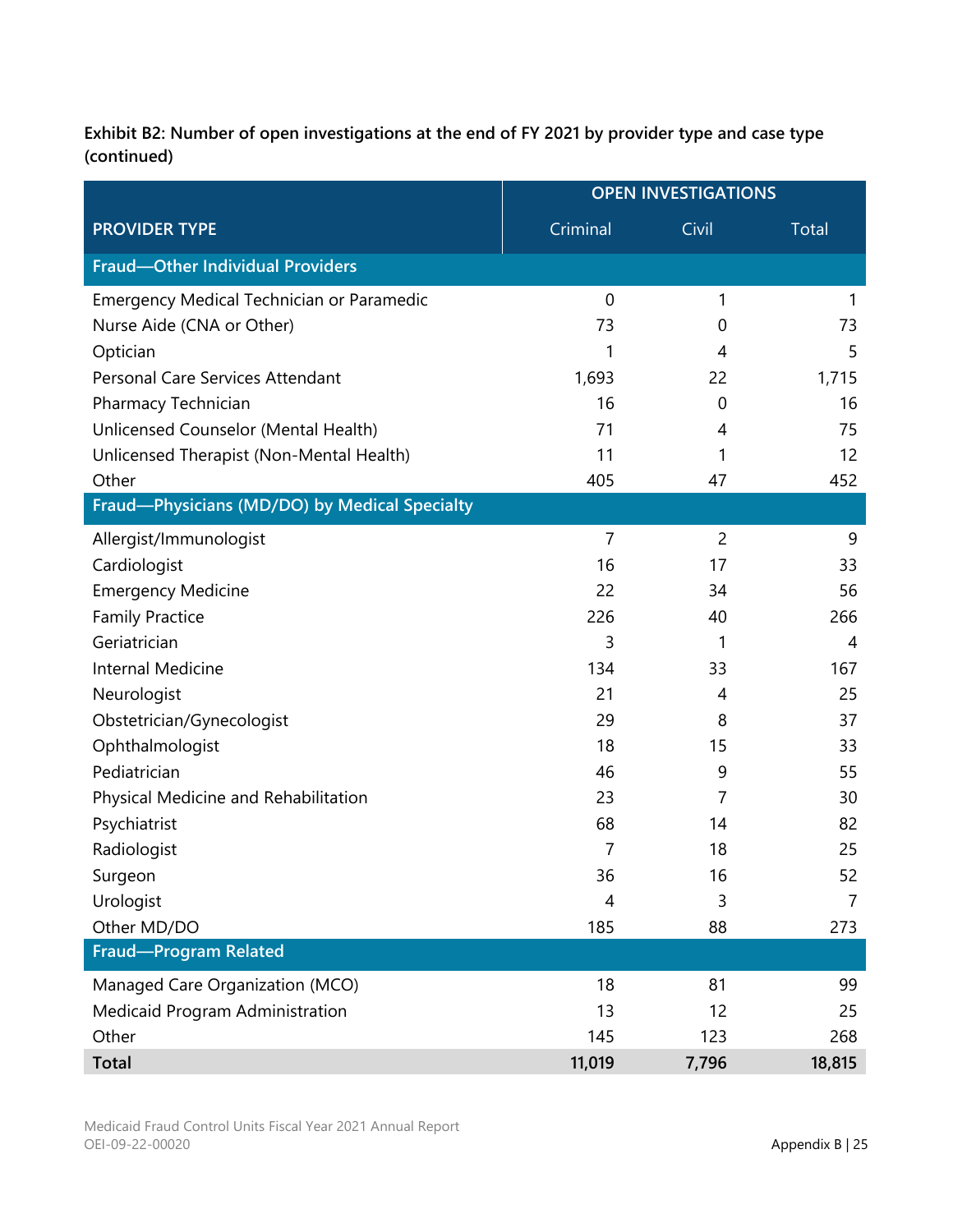**Exhibit B2: Number of open investigations at the end of FY 2021 by provider type and case type (continued)**

| PROVIDER TYPE | OPEN INVESTIGATIONS | | |
|---|---|---|---|
| | Criminal | Civil | Total |
| **Fraud—Other Individual Providers** | | | |
| Emergency Medical Technician or Paramedic | 0 | 1 | 1 |
| Nurse Aide (CNA or Other) | 73 | 0 | 73 |
| Optician | 1 | 4 | 5 |
| Personal Care Services Attendant | 1,693 | 22 | 1,715 |
| Pharmacy Technician | 16 | 0 | 16 |
| Unlicensed Counselor (Mental Health) | 71 | 4 | 75 |
| Unlicensed Therapist (Non-Mental Health) | 11 | 1 | 12 |
| Other | 405 | 47 | 452 |
| **Fraud—Physicians (MD/DO) by Medical Specialty** | | | |
| Allergist/Immunologist | 7 | 2 | 9 |
| Cardiologist | 16 | 17 | 33 |
| Emergency Medicine | 22 | 34 | 56 |
| Family Practice | 226 | 40 | 266 |
| Geriatrician | 3 | 1 | 4 |
| Internal Medicine | 134 | 33 | 167 |
| Neurologist | 21 | 4 | 25 |
| Obstetrician/Gynecologist | 29 | 8 | 37 |
| Ophthalmologist | 18 | 15 | 33 |
| Pediatrician | 46 | 9 | 55 |
| Physical Medicine and Rehabilitation | 23 | 7 | 30 |
| Psychiatrist | 68 | 14 | 82 |
| Radiologist | 7 | 18 | 25 |
| Surgeon | 36 | 16 | 52 |
| Urologist | 4 | 3 | 7 |
| Other MD/DO | 185 | 88 | 273 |
| **Fraud—Program Related** | | | |
| Managed Care Organization (MCO) | 18 | 81 | 99 |
| Medicaid Program Administration | 13 | 12 | 25 |
| Other | 145 | 123 | 268 |
| **Total** | **11,019** | **7,796** | **18,815** |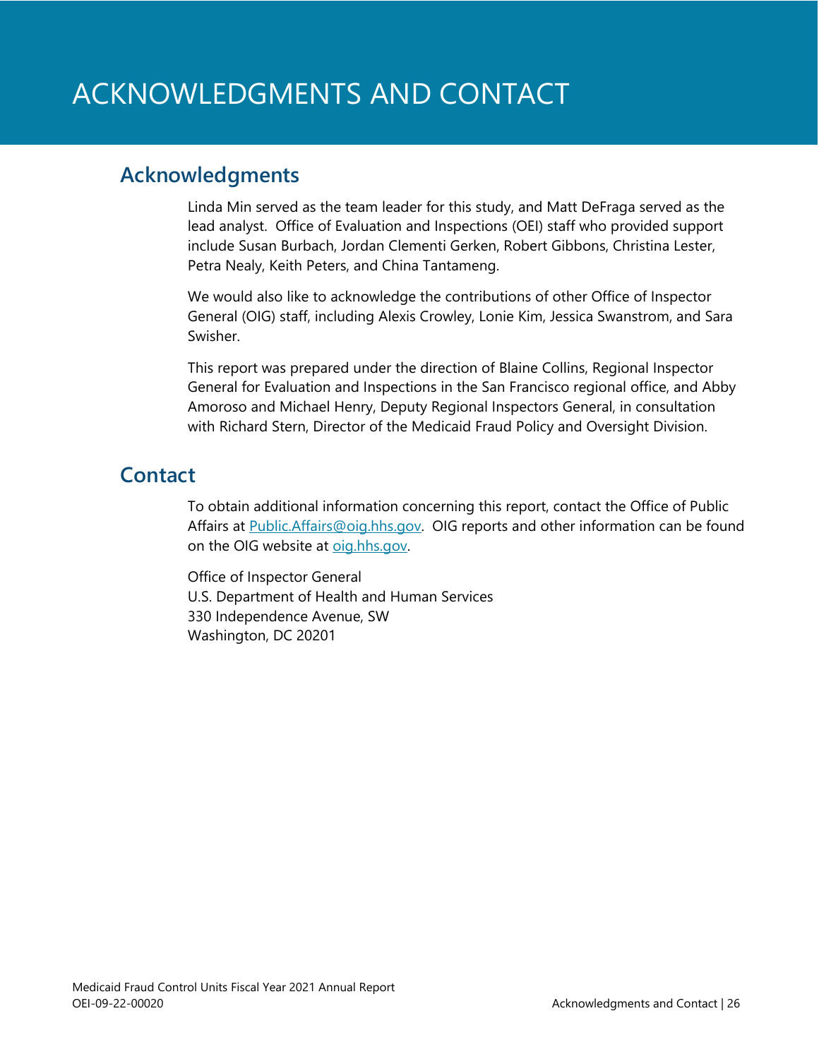# ACKNOWLEDGMENTS AND CONTACT

## Acknowledgments

Linda Min served as the team leader for this study, and Matt DeFraga served as the lead analyst. Office of Evaluation and Inspections (OEI) staff who provided support include Susan Burbach, Jordan Clementi Gerken, Robert Gibbons, Christina Lester, Petra Nealy, Keith Peters, and China Tantameng.

We would also like to acknowledge the contributions of other Office of Inspector General (OIG) staff, including Alexis Crowley, Lonie Kim, Jessica Swanstrom, and Sara Swisher.

This report was prepared under the direction of Blaine Collins, Regional Inspector General for Evaluation and Inspections in the San Francisco regional office, and Abby Amoroso and Michael Henry, Deputy Regional Inspectors General, in consultation with Richard Stern, Director of the Medicaid Fraud Policy and Oversight Division.

## Contact

To obtain additional information concerning this report, contact the Office of Public Affairs at Public.Affairs@oig.hhs.gov. OIG reports and other information can be found on the OIG website at oig.hhs.gov.

Office of Inspector General
U.S. Department of Health and Human Services
330 Independence Avenue, SW
Washington, DC 20201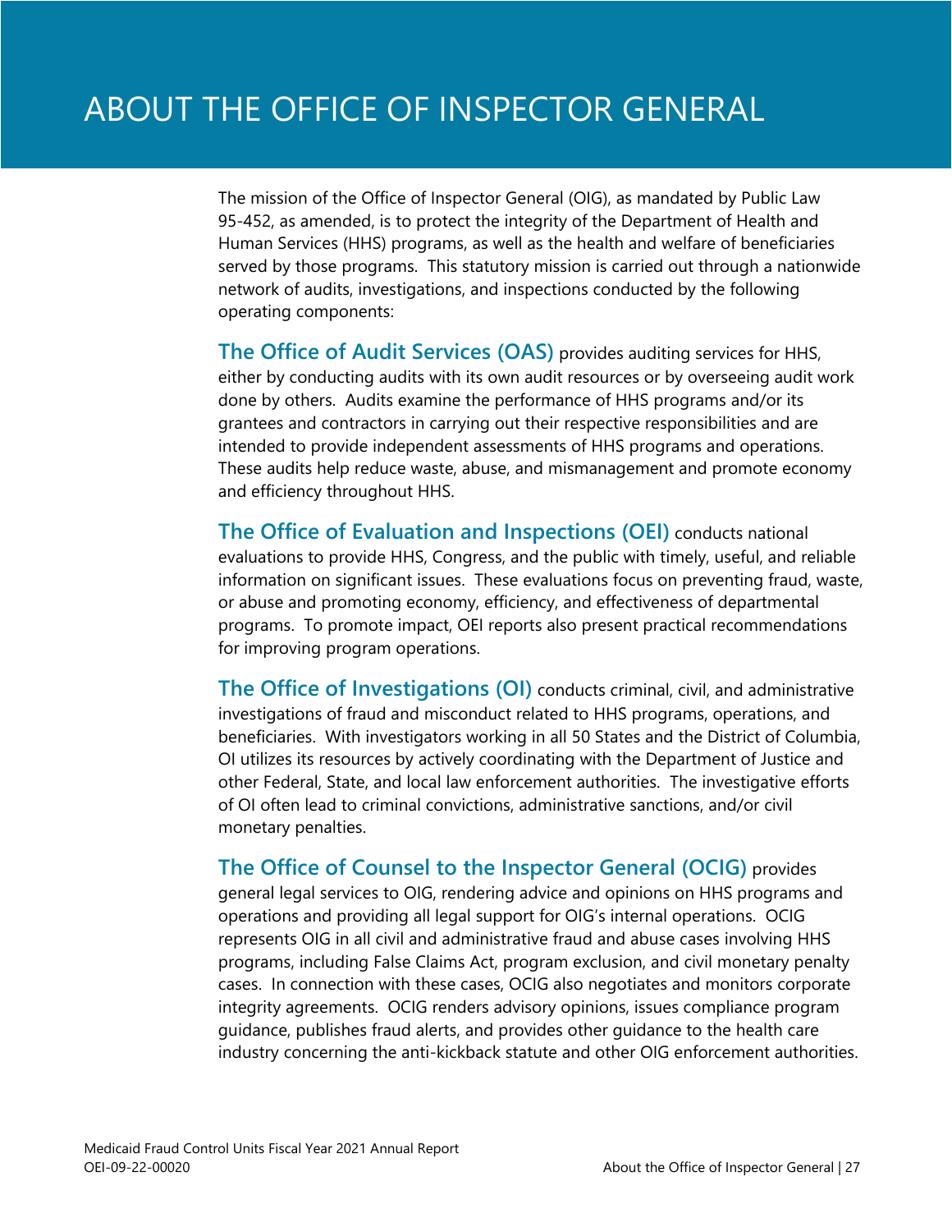# ABOUT THE OFFICE OF INSPECTOR GENERAL

The mission of the Office of Inspector General (OIG), as mandated by Public Law 95-452, as amended, is to protect the integrity of the Department of Health and Human Services (HHS) programs, as well as the health and welfare of beneficiaries served by those programs. This statutory mission is carried out through a nationwide network of audits, investigations, and inspections conducted by the following operating components:

**The Office of Audit Services (OAS)** provides auditing services for HHS, either by conducting audits with its own audit resources or by overseeing audit work done by others. Audits examine the performance of HHS programs and/or its grantees and contractors in carrying out their respective responsibilities and are intended to provide independent assessments of HHS programs and operations. These audits help reduce waste, abuse, and mismanagement and promote economy and efficiency throughout HHS.

**The Office of Evaluation and Inspections (OEI)** conducts national evaluations to provide HHS, Congress, and the public with timely, useful, and reliable information on significant issues. These evaluations focus on preventing fraud, waste, or abuse and promoting economy, efficiency, and effectiveness of departmental programs. To promote impact, OEI reports also present practical recommendations for improving program operations.

**The Office of Investigations (OI)** conducts criminal, civil, and administrative investigations of fraud and misconduct related to HHS programs, operations, and beneficiaries. With investigators working in all 50 States and the District of Columbia, OI utilizes its resources by actively coordinating with the Department of Justice and other Federal, State, and local law enforcement authorities. The investigative efforts of OI often lead to criminal convictions, administrative sanctions, and/or civil monetary penalties.

**The Office of Counsel to the Inspector General (OCIG)** provides general legal services to OIG, rendering advice and opinions on HHS programs and operations and providing all legal support for OIG's internal operations. OCIG represents OIG in all civil and administrative fraud and abuse cases involving HHS programs, including False Claims Act, program exclusion, and civil monetary penalty cases. In connection with these cases, OCIG also negotiates and monitors corporate integrity agreements. OCIG renders advisory opinions, issues compliance program guidance, publishes fraud alerts, and provides other guidance to the health care industry concerning the anti-kickback statute and other OIG enforcement authorities.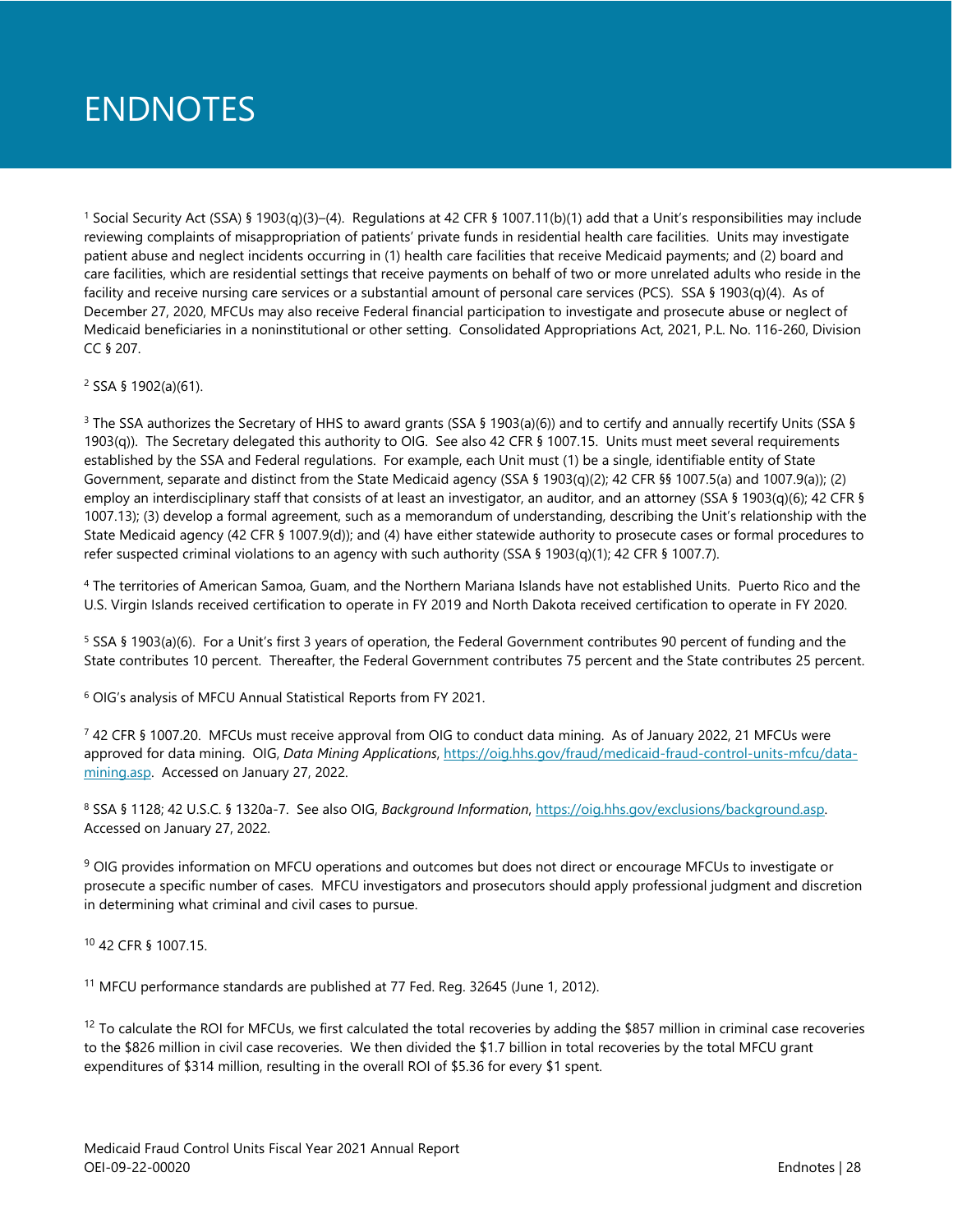# ENDNOTES

[1] Social Security Act (SSA) § 1903(q)(3)–(4). Regulations at 42 CFR § 1007.11(b)(1) add that a Unit's responsibilities may include reviewing complaints of misappropriation of patients' private funds in residential health care facilities. Units may investigate patient abuse and neglect incidents occurring in (1) health care facilities that receive Medicaid payments; and (2) board and care facilities, which are residential settings that receive payments on behalf of two or more unrelated adults who reside in the facility and receive nursing care services or a substantial amount of personal care services (PCS). SSA § 1903(q)(4). As of December 27, 2020, MFCUs may also receive Federal financial participation to investigate and prosecute abuse or neglect of Medicaid beneficiaries in a noninstitutional or other setting. Consolidated Appropriations Act, 2021, P.L. No. 116-260, Division CC § 207.

[2] SSA § 1902(a)(61).

[3] The SSA authorizes the Secretary of HHS to award grants (SSA § 1903(a)(6)) and to certify and annually recertify Units (SSA § 1903(q)). The Secretary delegated this authority to OIG. See also 42 CFR § 1007.15. Units must meet several requirements established by the SSA and Federal regulations. For example, each Unit must (1) be a single, identifiable entity of State Government, separate and distinct from the State Medicaid agency (SSA § 1903(q)(2); 42 CFR §§ 1007.5(a) and 1007.9(a)); (2) employ an interdisciplinary staff that consists of at least an investigator, an auditor, and an attorney (SSA § 1903(q)(6); 42 CFR § 1007.13); (3) develop a formal agreement, such as a memorandum of understanding, describing the Unit's relationship with the State Medicaid agency (42 CFR § 1007.9(d)); and (4) have either statewide authority to prosecute cases or formal procedures to refer suspected criminal violations to an agency with such authority (SSA § 1903(q)(1); 42 CFR § 1007.7).

[4] The territories of American Samoa, Guam, and the Northern Mariana Islands have not established Units. Puerto Rico and the U.S. Virgin Islands received certification to operate in FY 2019 and North Dakota received certification to operate in FY 2020.

[5] SSA § 1903(a)(6). For a Unit's first 3 years of operation, the Federal Government contributes 90 percent of funding and the State contributes 10 percent. Thereafter, the Federal Government contributes 75 percent and the State contributes 25 percent.

[6] OIG's analysis of MFCU Annual Statistical Reports from FY 2021.

[7] 42 CFR § 1007.20. MFCUs must receive approval from OIG to conduct data mining. As of January 2022, 21 MFCUs were approved for data mining. OIG, *Data Mining Applications*, https://oig.hhs.gov/fraud/medicaid-fraud-control-units-mfcu/data-mining.asp. Accessed on January 27, 2022.

[8] SSA § 1128; 42 U.S.C. § 1320a-7. See also OIG, *Background Information*, https://oig.hhs.gov/exclusions/background.asp. Accessed on January 27, 2022.

[9] OIG provides information on MFCU operations and outcomes but does not direct or encourage MFCUs to investigate or prosecute a specific number of cases. MFCU investigators and prosecutors should apply professional judgment and discretion in determining what criminal and civil cases to pursue.

[10] 42 CFR § 1007.15.

[11] MFCU performance standards are published at 77 Fed. Reg. 32645 (June 1, 2012).

[12] To calculate the ROI for MFCUs, we first calculated the total recoveries by adding the $857 million in criminal case recoveries to the $826 million in civil case recoveries. We then divided the $1.7 billion in total recoveries by the total MFCU grant expenditures of $314 million, resulting in the overall ROI of $5.36 for every $1 spent.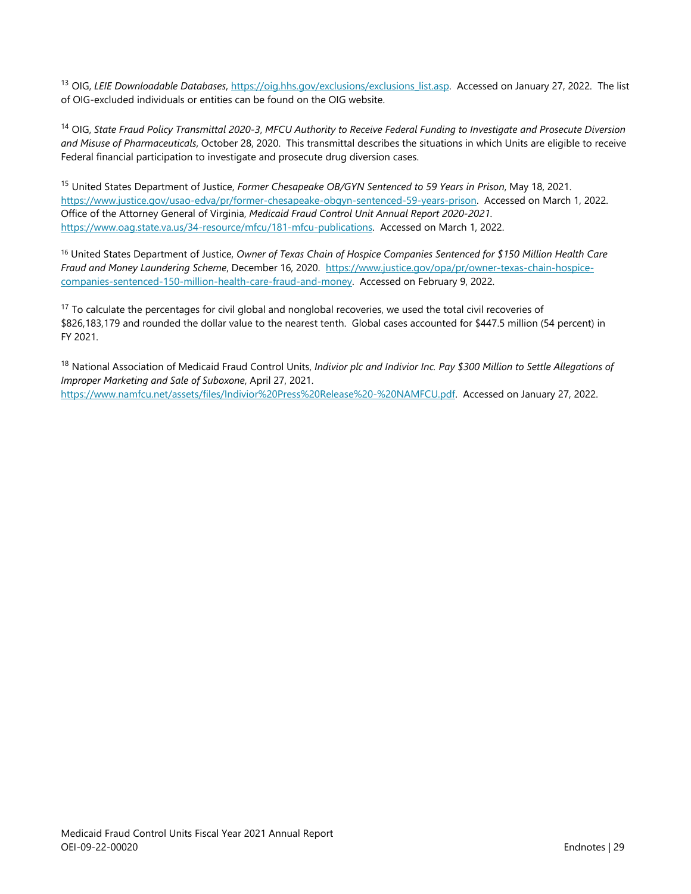[13] OIG, *LEIE Downloadable Databases*, https://oig.hhs.gov/exclusions/exclusions_list.asp. Accessed on January 27, 2022. The list of OIG-excluded individuals or entities can be found on the OIG website.

[14] OIG, *State Fraud Policy Transmittal 2020-3*, *MFCU Authority to Receive Federal Funding to Investigate and Prosecute Diversion and Misuse of Pharmaceuticals*, October 28, 2020. This transmittal describes the situations in which Units are eligible to receive Federal financial participation to investigate and prosecute drug diversion cases.

[15] United States Department of Justice, *Former Chesapeake OB/GYN Sentenced to 59 Years in Prison*, May 18, 2021. https://www.justice.gov/usao-edva/pr/former-chesapeake-obgyn-sentenced-59-years-prison. Accessed on March 1, 2022. Office of the Attorney General of Virginia, *Medicaid Fraud Control Unit Annual Report 2020-2021*. https://www.oag.state.va.us/34-resource/mfcu/181-mfcu-publications. Accessed on March 1, 2022.

[16] United States Department of Justice, *Owner of Texas Chain of Hospice Companies Sentenced for $150 Million Health Care Fraud and Money Laundering Scheme*, December 16, 2020. https://www.justice.gov/opa/pr/owner-texas-chain-hospice-companies-sentenced-150-million-health-care-fraud-and-money. Accessed on February 9, 2022.

[17] To calculate the percentages for civil global and nonglobal recoveries, we used the total civil recoveries of $826,183,179 and rounded the dollar value to the nearest tenth. Global cases accounted for $447.5 million (54 percent) in FY 2021.

[18] National Association of Medicaid Fraud Control Units, *Indivior plc and Indivior Inc. Pay $300 Million to Settle Allegations of Improper Marketing and Sale of Suboxone*, April 27, 2021. https://www.namfcu.net/assets/files/Indivior%20Press%20Release%20-%20NAMFCU.pdf. Accessed on January 27, 2022.